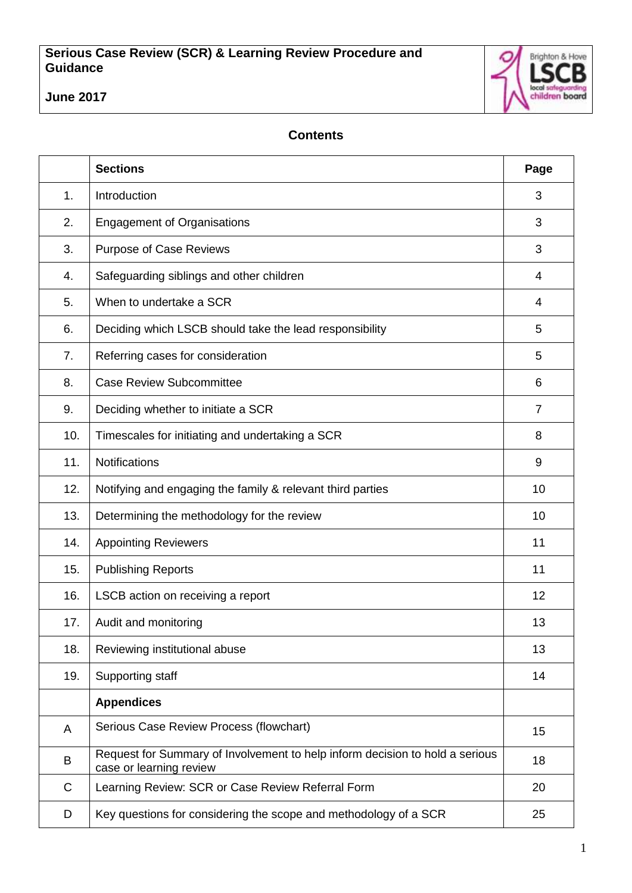# Serious Case Review (SCR) & Learning Review Procedure and Guidance

**June 2017**

## Contents

| | Sections | Page |
|---|---|---|
| 1. | Introduction | 3 |
| 2. | Engagement of Organisations | 3 |
| 3. | Purpose of Case Reviews | 3 |
| 4. | Safeguarding siblings and other children | 4 |
| 5. | When to undertake a SCR | 4 |
| 6. | Deciding which LSCB should take the lead responsibility | 5 |
| 7. | Referring cases for consideration | 5 |
| 8. | Case Review Subcommittee | 6 |
| 9. | Deciding whether to initiate a SCR | 7 |
| 10. | Timescales for initiating and undertaking a SCR | 8 |
| 11. | Notifications | 9 |
| 12. | Notifying and engaging the family & relevant third parties | 10 |
| 13. | Determining the methodology for the review | 10 |
| 14. | Appointing Reviewers | 11 |
| 15. | Publishing Reports | 11 |
| 16. | LSCB action on receiving a report | 12 |
| 17. | Audit and monitoring | 13 |
| 18. | Reviewing institutional abuse | 13 |
| 19. | Supporting staff | 14 |
| | **Appendices** | |
| A | Serious Case Review Process (flowchart) | 15 |
| B | Request for Summary of Involvement to help inform decision to hold a serious case or learning review | 18 |
| C | Learning Review: SCR or Case Review Referral Form | 20 |
| D | Key questions for considering the scope and methodology of a SCR | 25 |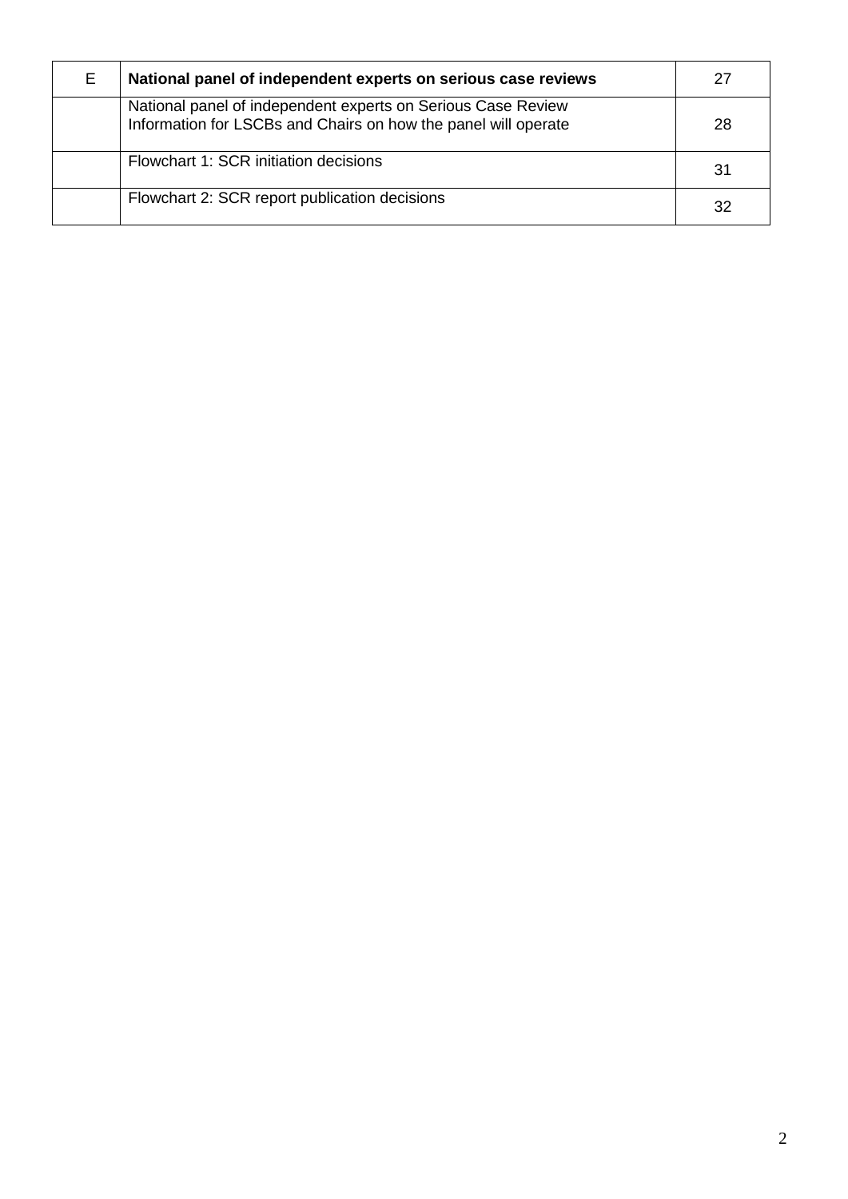| E | **National panel of independent experts on serious case reviews** | 27 |
| --- | --- | --- |
| | National panel of independent experts on Serious Case Review Information for LSCBs and Chairs on how the panel will operate | 28 |
| | Flowchart 1: SCR initiation decisions | 31 |
| | Flowchart 2: SCR report publication decisions | 32 |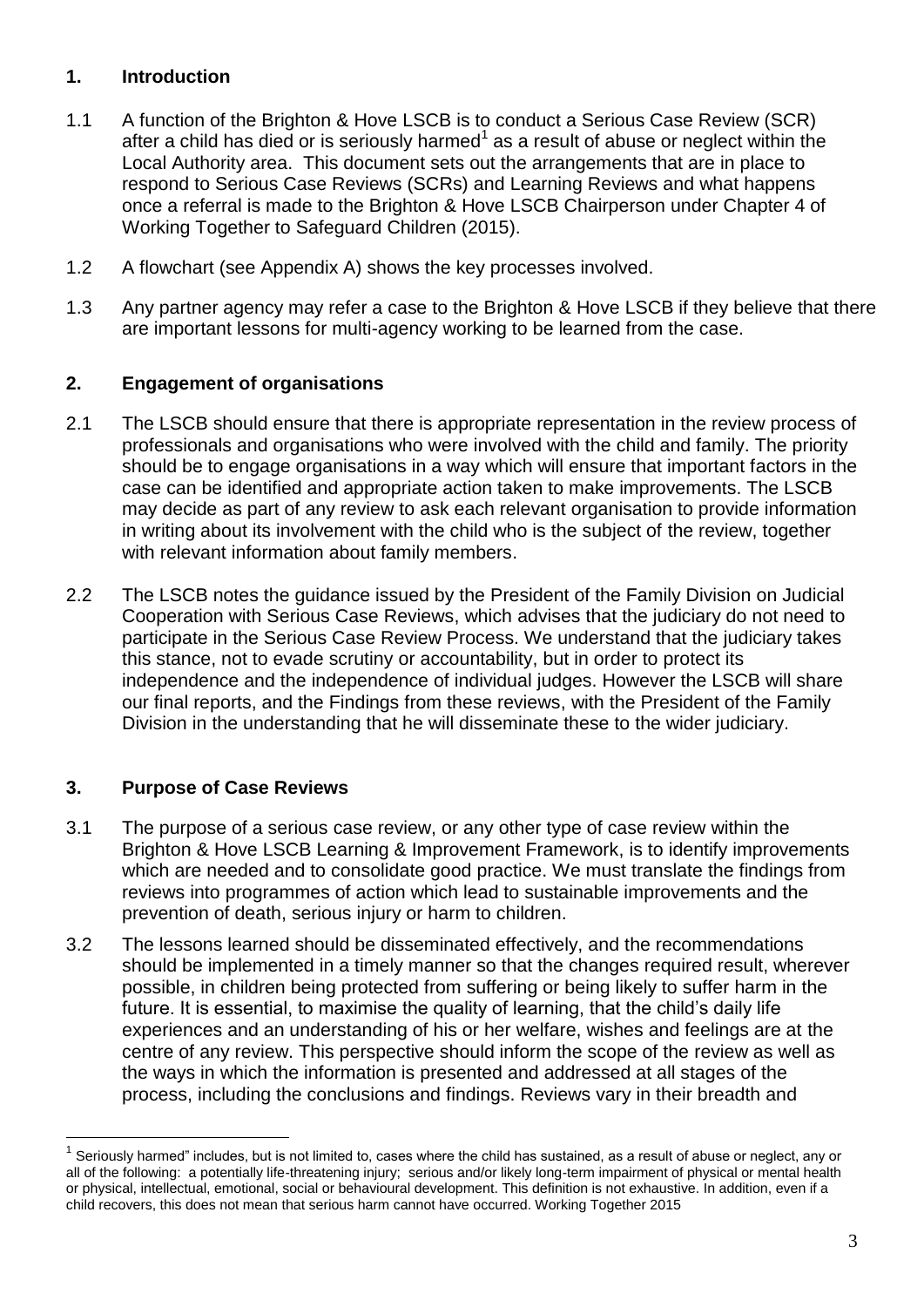## 1. Introduction

1.1 A function of the Brighton & Hove LSCB is to conduct a Serious Case Review (SCR) after a child has died or is seriously harmed[1] as a result of abuse or neglect within the Local Authority area. This document sets out the arrangements that are in place to respond to Serious Case Reviews (SCRs) and Learning Reviews and what happens once a referral is made to the Brighton & Hove LSCB Chairperson under Chapter 4 of Working Together to Safeguard Children (2015).

1.2 A flowchart (see Appendix A) shows the key processes involved.

1.3 Any partner agency may refer a case to the Brighton & Hove LSCB if they believe that there are important lessons for multi-agency working to be learned from the case.

## 2. Engagement of organisations

2.1 The LSCB should ensure that there is appropriate representation in the review process of professionals and organisations who were involved with the child and family. The priority should be to engage organisations in a way which will ensure that important factors in the case can be identified and appropriate action taken to make improvements. The LSCB may decide as part of any review to ask each relevant organisation to provide information in writing about its involvement with the child who is the subject of the review, together with relevant information about family members.

2.2 The LSCB notes the guidance issued by the President of the Family Division on Judicial Cooperation with Serious Case Reviews, which advises that the judiciary do not need to participate in the Serious Case Review Process. We understand that the judiciary takes this stance, not to evade scrutiny or accountability, but in order to protect its independence and the independence of individual judges. However the LSCB will share our final reports, and the Findings from these reviews, with the President of the Family Division in the understanding that he will disseminate these to the wider judiciary.

## 3. Purpose of Case Reviews

3.1 The purpose of a serious case review, or any other type of case review within the Brighton & Hove LSCB Learning & Improvement Framework, is to identify improvements which are needed and to consolidate good practice. We must translate the findings from reviews into programmes of action which lead to sustainable improvements and the prevention of death, serious injury or harm to children.

3.2 The lessons learned should be disseminated effectively, and the recommendations should be implemented in a timely manner so that the changes required result, wherever possible, in children being protected from suffering or being likely to suffer harm in the future. It is essential, to maximise the quality of learning, that the child's daily life experiences and an understanding of his or her welfare, wishes and feelings are at the centre of any review. This perspective should inform the scope of the review as well as the ways in which the information is presented and addressed at all stages of the process, including the conclusions and findings. Reviews vary in their breadth and

---

[1] Seriously harmed" includes, but is not limited to, cases where the child has sustained, as a result of abuse or neglect, any or all of the following: a potentially life-threatening injury; serious and/or likely long-term impairment of physical or mental health or physical, intellectual, emotional, social or behavioural development. This definition is not exhaustive. In addition, even if a child recovers, this does not mean that serious harm cannot have occurred. Working Together 2015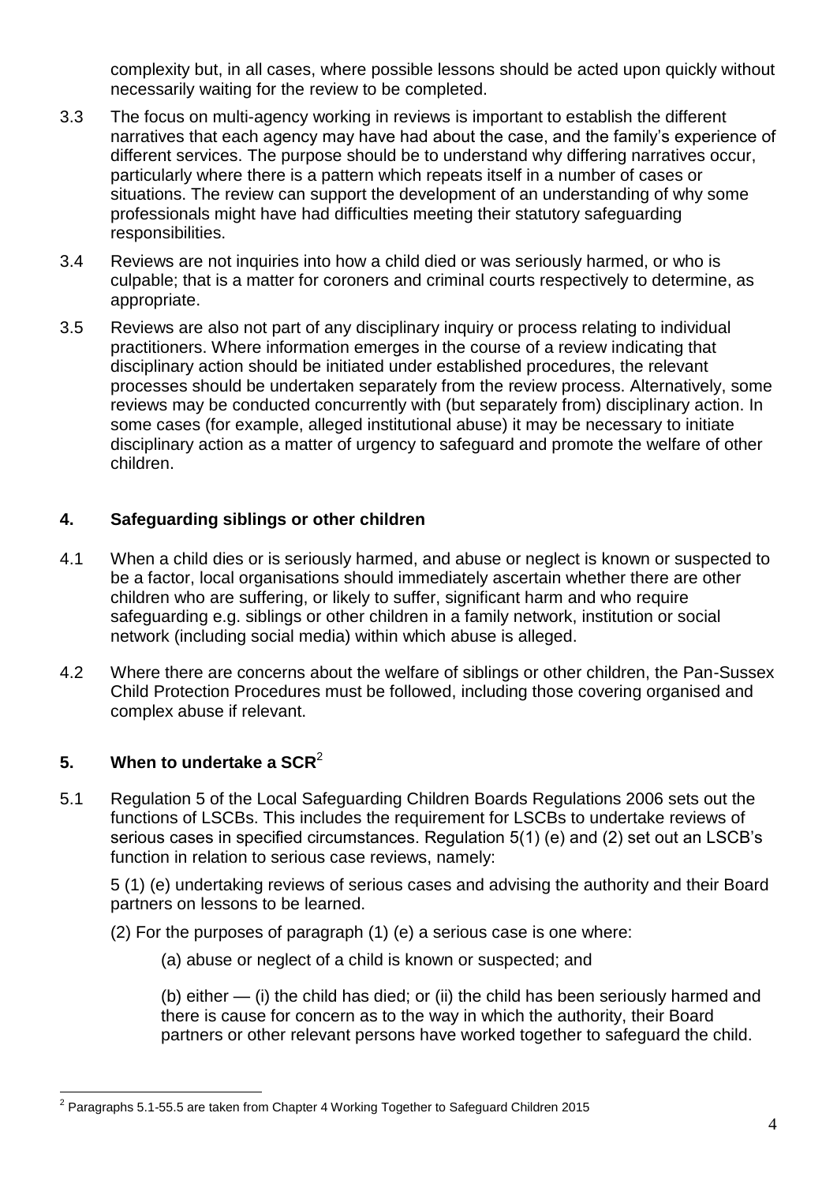complexity but, in all cases, where possible lessons should be acted upon quickly without necessarily waiting for the review to be completed.

3.3 The focus on multi-agency working in reviews is important to establish the different narratives that each agency may have had about the case, and the family's experience of different services. The purpose should be to understand why differing narratives occur, particularly where there is a pattern which repeats itself in a number of cases or situations. The review can support the development of an understanding of why some professionals might have had difficulties meeting their statutory safeguarding responsibilities.

3.4 Reviews are not inquiries into how a child died or was seriously harmed, or who is culpable; that is a matter for coroners and criminal courts respectively to determine, as appropriate.

3.5 Reviews are also not part of any disciplinary inquiry or process relating to individual practitioners. Where information emerges in the course of a review indicating that disciplinary action should be initiated under established procedures, the relevant processes should be undertaken separately from the review process. Alternatively, some reviews may be conducted concurrently with (but separately from) disciplinary action. In some cases (for example, alleged institutional abuse) it may be necessary to initiate disciplinary action as a matter of urgency to safeguard and promote the welfare of other children.

## 4. Safeguarding siblings or other children

4.1 When a child dies or is seriously harmed, and abuse or neglect is known or suspected to be a factor, local organisations should immediately ascertain whether there are other children who are suffering, or likely to suffer, significant harm and who require safeguarding e.g. siblings or other children in a family network, institution or social network (including social media) within which abuse is alleged.

4.2 Where there are concerns about the welfare of siblings or other children, the Pan-Sussex Child Protection Procedures must be followed, including those covering organised and complex abuse if relevant.

## 5. When to undertake a SCR[2]

5.1 Regulation 5 of the Local Safeguarding Children Boards Regulations 2006 sets out the functions of LSCBs. This includes the requirement for LSCBs to undertake reviews of serious cases in specified circumstances. Regulation 5(1) (e) and (2) set out an LSCB's function in relation to serious case reviews, namely:

5 (1) (e) undertaking reviews of serious cases and advising the authority and their Board partners on lessons to be learned.

(2) For the purposes of paragraph (1) (e) a serious case is one where:

(a) abuse or neglect of a child is known or suspected; and

(b) either — (i) the child has died; or (ii) the child has been seriously harmed and there is cause for concern as to the way in which the authority, their Board partners or other relevant persons have worked together to safeguard the child.

---

[2] Paragraphs 5.1-55.5 are taken from Chapter 4 Working Together to Safeguard Children 2015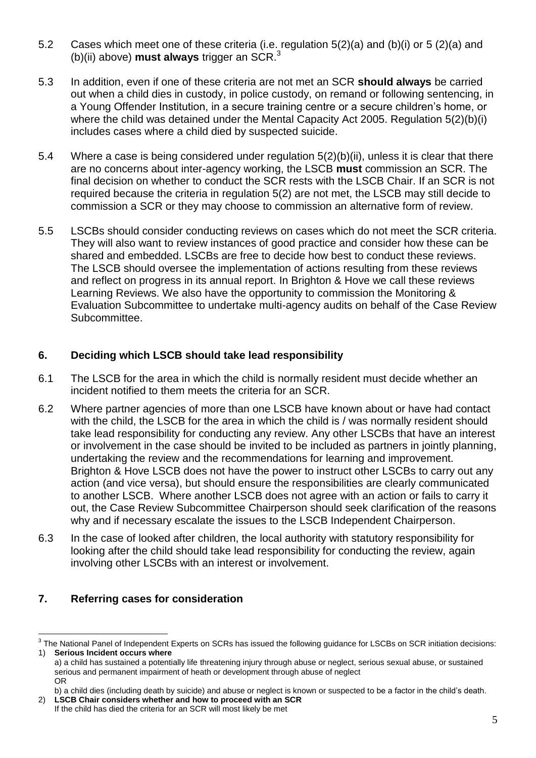5.2 Cases which meet one of these criteria (i.e. regulation 5(2)(a) and (b)(i) or 5 (2)(a) and (b)(ii) above) **must always** trigger an SCR.[3]

5.3 In addition, even if one of these criteria are not met an SCR **should always** be carried out when a child dies in custody, in police custody, on remand or following sentencing, in a Young Offender Institution, in a secure training centre or a secure children's home, or where the child was detained under the Mental Capacity Act 2005. Regulation 5(2)(b)(i) includes cases where a child died by suspected suicide.

5.4 Where a case is being considered under regulation 5(2)(b)(ii), unless it is clear that there are no concerns about inter-agency working, the LSCB **must** commission an SCR. The final decision on whether to conduct the SCR rests with the LSCB Chair. If an SCR is not required because the criteria in regulation 5(2) are not met, the LSCB may still decide to commission a SCR or they may choose to commission an alternative form of review.

5.5 LSCBs should consider conducting reviews on cases which do not meet the SCR criteria. They will also want to review instances of good practice and consider how these can be shared and embedded. LSCBs are free to decide how best to conduct these reviews. The LSCB should oversee the implementation of actions resulting from these reviews and reflect on progress in its annual report. In Brighton & Hove we call these reviews Learning Reviews. We also have the opportunity to commission the Monitoring & Evaluation Subcommittee to undertake multi-agency audits on behalf of the Case Review Subcommittee.

## 6. Deciding which LSCB should take lead responsibility

6.1 The LSCB for the area in which the child is normally resident must decide whether an incident notified to them meets the criteria for an SCR.

6.2 Where partner agencies of more than one LSCB have known about or have had contact with the child, the LSCB for the area in which the child is / was normally resident should take lead responsibility for conducting any review. Any other LSCBs that have an interest or involvement in the case should be invited to be included as partners in jointly planning, undertaking the review and the recommendations for learning and improvement. Brighton & Hove LSCB does not have the power to instruct other LSCBs to carry out any action (and vice versa), but should ensure the responsibilities are clearly communicated to another LSCB. Where another LSCB does not agree with an action or fails to carry it out, the Case Review Subcommittee Chairperson should seek clarification of the reasons why and if necessary escalate the issues to the LSCB Independent Chairperson.

6.3 In the case of looked after children, the local authority with statutory responsibility for looking after the child should take lead responsibility for conducting the review, again involving other LSCBs with an interest or involvement.

## 7. Referring cases for consideration

---

[3] The National Panel of Independent Experts on SCRs has issued the following guidance for LSCBs on SCR initiation decisions:

1) **Serious Incident occurs where**
   a) a child has sustained a potentially life threatening injury through abuse or neglect, serious sexual abuse, or sustained serious and permanent impairment of heath or development through abuse of neglect
   OR
   b) a child dies (including death by suicide) and abuse or neglect is known or suspected to be a factor in the child's death.
2) **LSCB Chair considers whether and how to proceed with an SCR**
   If the child has died the criteria for an SCR will most likely be met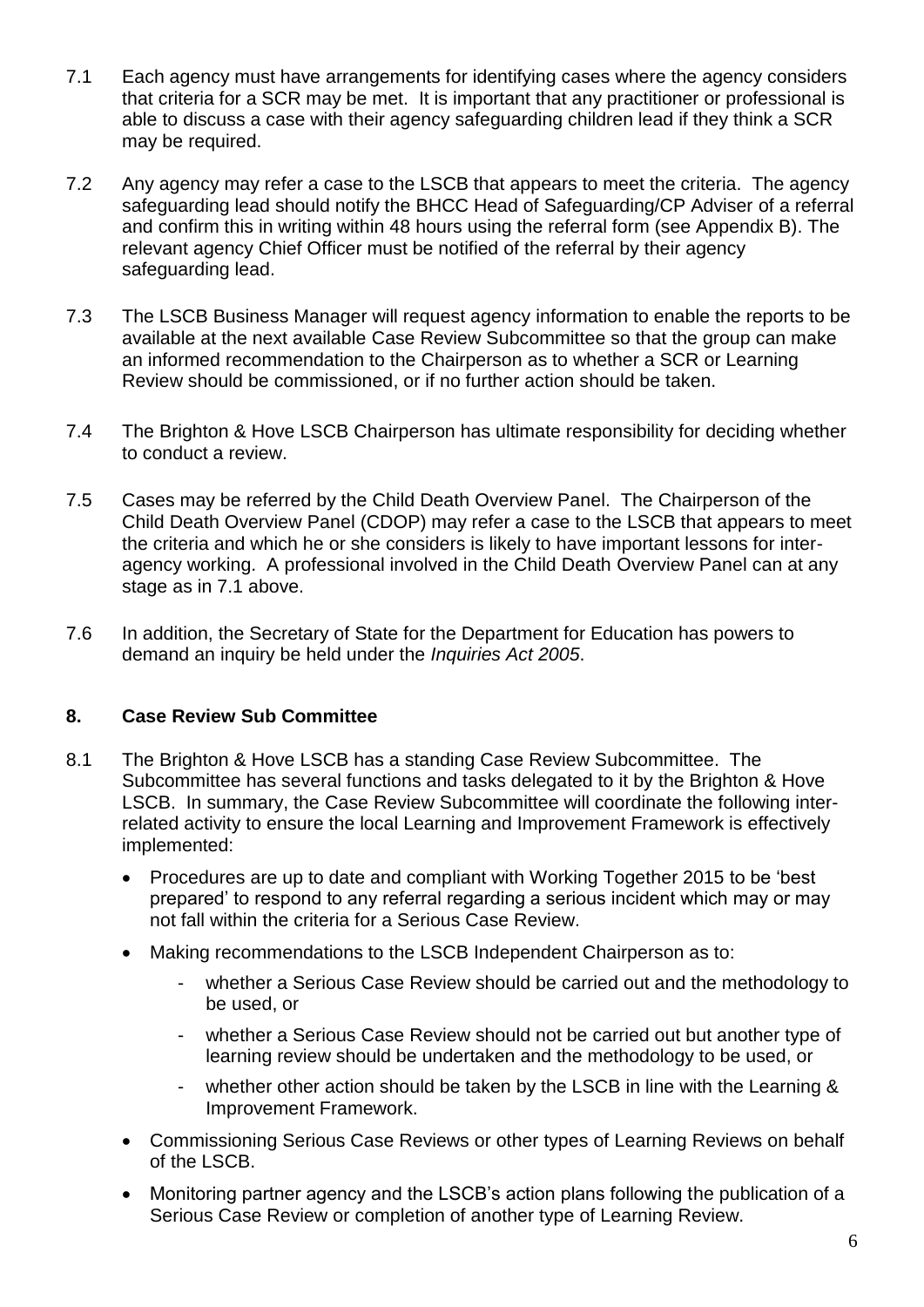7.1 Each agency must have arrangements for identifying cases where the agency considers that criteria for a SCR may be met. It is important that any practitioner or professional is able to discuss a case with their agency safeguarding children lead if they think a SCR may be required.

7.2 Any agency may refer a case to the LSCB that appears to meet the criteria. The agency safeguarding lead should notify the BHCC Head of Safeguarding/CP Adviser of a referral and confirm this in writing within 48 hours using the referral form (see Appendix B). The relevant agency Chief Officer must be notified of the referral by their agency safeguarding lead.

7.3 The LSCB Business Manager will request agency information to enable the reports to be available at the next available Case Review Subcommittee so that the group can make an informed recommendation to the Chairperson as to whether a SCR or Learning Review should be commissioned, or if no further action should be taken.

7.4 The Brighton & Hove LSCB Chairperson has ultimate responsibility for deciding whether to conduct a review.

7.5 Cases may be referred by the Child Death Overview Panel. The Chairperson of the Child Death Overview Panel (CDOP) may refer a case to the LSCB that appears to meet the criteria and which he or she considers is likely to have important lessons for inter-agency working. A professional involved in the Child Death Overview Panel can at any stage as in 7.1 above.

7.6 In addition, the Secretary of State for the Department for Education has powers to demand an inquiry be held under the *Inquiries Act 2005*.

## 8. Case Review Sub Committee

8.1 The Brighton & Hove LSCB has a standing Case Review Subcommittee. The Subcommittee has several functions and tasks delegated to it by the Brighton & Hove LSCB. In summary, the Case Review Subcommittee will coordinate the following inter-related activity to ensure the local Learning and Improvement Framework is effectively implemented:

- Procedures are up to date and compliant with Working Together 2015 to be 'best prepared' to respond to any referral regarding a serious incident which may or may not fall within the criteria for a Serious Case Review.
- Making recommendations to the LSCB Independent Chairperson as to:
  - whether a Serious Case Review should be carried out and the methodology to be used, or
  - whether a Serious Case Review should not be carried out but another type of learning review should be undertaken and the methodology to be used, or
  - whether other action should be taken by the LSCB in line with the Learning & Improvement Framework.
- Commissioning Serious Case Reviews or other types of Learning Reviews on behalf of the LSCB.
- Monitoring partner agency and the LSCB's action plans following the publication of a Serious Case Review or completion of another type of Learning Review.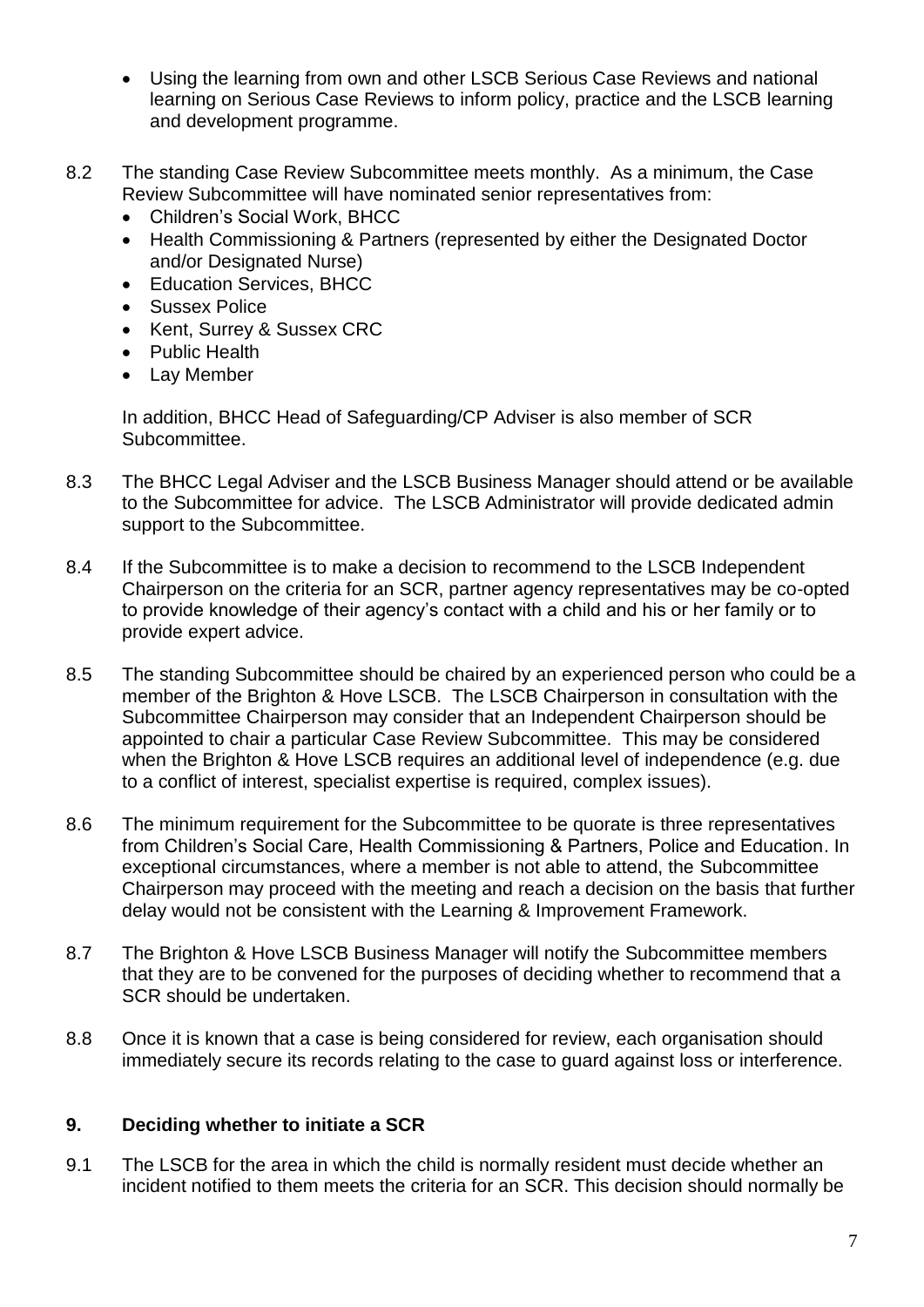- Using the learning from own and other LSCB Serious Case Reviews and national learning on Serious Case Reviews to inform policy, practice and the LSCB learning and development programme.

8.2 The standing Case Review Subcommittee meets monthly. As a minimum, the Case Review Subcommittee will have nominated senior representatives from:
- Children's Social Work, BHCC
- Health Commissioning & Partners (represented by either the Designated Doctor and/or Designated Nurse)
- Education Services, BHCC
- Sussex Police
- Kent, Surrey & Sussex CRC
- Public Health
- Lay Member

In addition, BHCC Head of Safeguarding/CP Adviser is also member of SCR Subcommittee.

8.3 The BHCC Legal Adviser and the LSCB Business Manager should attend or be available to the Subcommittee for advice. The LSCB Administrator will provide dedicated admin support to the Subcommittee.

8.4 If the Subcommittee is to make a decision to recommend to the LSCB Independent Chairperson on the criteria for an SCR, partner agency representatives may be co-opted to provide knowledge of their agency's contact with a child and his or her family or to provide expert advice.

8.5 The standing Subcommittee should be chaired by an experienced person who could be a member of the Brighton & Hove LSCB. The LSCB Chairperson in consultation with the Subcommittee Chairperson may consider that an Independent Chairperson should be appointed to chair a particular Case Review Subcommittee. This may be considered when the Brighton & Hove LSCB requires an additional level of independence (e.g. due to a conflict of interest, specialist expertise is required, complex issues).

8.6 The minimum requirement for the Subcommittee to be quorate is three representatives from Children's Social Care, Health Commissioning & Partners, Police and Education. In exceptional circumstances, where a member is not able to attend, the Subcommittee Chairperson may proceed with the meeting and reach a decision on the basis that further delay would not be consistent with the Learning & Improvement Framework.

8.7 The Brighton & Hove LSCB Business Manager will notify the Subcommittee members that they are to be convened for the purposes of deciding whether to recommend that a SCR should be undertaken.

8.8 Once it is known that a case is being considered for review, each organisation should immediately secure its records relating to the case to guard against loss or interference.

## 9. Deciding whether to initiate a SCR

9.1 The LSCB for the area in which the child is normally resident must decide whether an incident notified to them meets the criteria for an SCR. This decision should normally be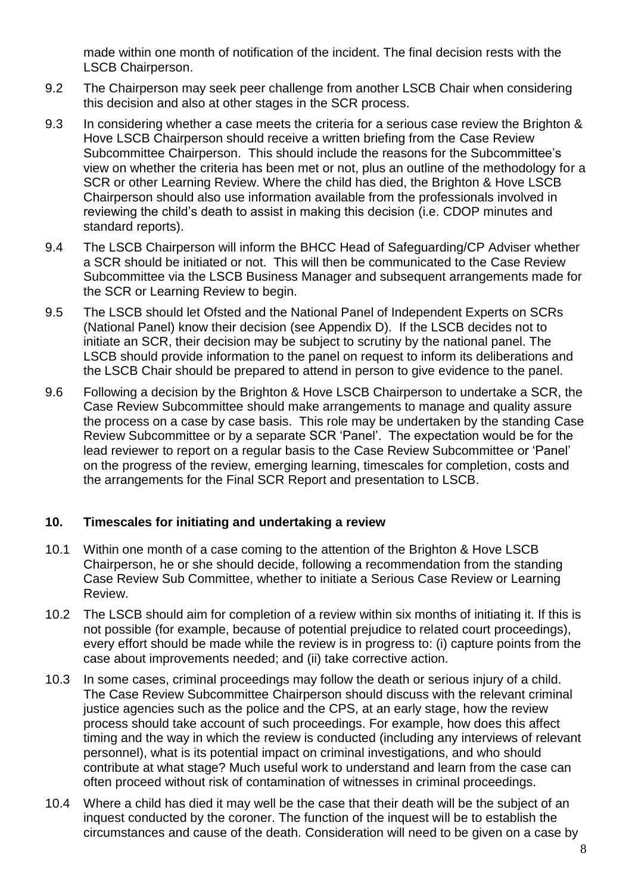made within one month of notification of the incident. The final decision rests with the LSCB Chairperson.

9.2 The Chairperson may seek peer challenge from another LSCB Chair when considering this decision and also at other stages in the SCR process.

9.3 In considering whether a case meets the criteria for a serious case review the Brighton & Hove LSCB Chairperson should receive a written briefing from the Case Review Subcommittee Chairperson. This should include the reasons for the Subcommittee's view on whether the criteria has been met or not, plus an outline of the methodology for a SCR or other Learning Review. Where the child has died, the Brighton & Hove LSCB Chairperson should also use information available from the professionals involved in reviewing the child's death to assist in making this decision (i.e. CDOP minutes and standard reports).

9.4 The LSCB Chairperson will inform the BHCC Head of Safeguarding/CP Adviser whether a SCR should be initiated or not. This will then be communicated to the Case Review Subcommittee via the LSCB Business Manager and subsequent arrangements made for the SCR or Learning Review to begin.

9.5 The LSCB should let Ofsted and the National Panel of Independent Experts on SCRs (National Panel) know their decision (see Appendix D). If the LSCB decides not to initiate an SCR, their decision may be subject to scrutiny by the national panel. The LSCB should provide information to the panel on request to inform its deliberations and the LSCB Chair should be prepared to attend in person to give evidence to the panel.

9.6 Following a decision by the Brighton & Hove LSCB Chairperson to undertake a SCR, the Case Review Subcommittee should make arrangements to manage and quality assure the process on a case by case basis. This role may be undertaken by the standing Case Review Subcommittee or by a separate SCR 'Panel'. The expectation would be for the lead reviewer to report on a regular basis to the Case Review Subcommittee or 'Panel' on the progress of the review, emerging learning, timescales for completion, costs and the arrangements for the Final SCR Report and presentation to LSCB.

## 10. Timescales for initiating and undertaking a review

10.1 Within one month of a case coming to the attention of the Brighton & Hove LSCB Chairperson, he or she should decide, following a recommendation from the standing Case Review Sub Committee, whether to initiate a Serious Case Review or Learning Review.

10.2 The LSCB should aim for completion of a review within six months of initiating it. If this is not possible (for example, because of potential prejudice to related court proceedings), every effort should be made while the review is in progress to: (i) capture points from the case about improvements needed; and (ii) take corrective action.

10.3 In some cases, criminal proceedings may follow the death or serious injury of a child. The Case Review Subcommittee Chairperson should discuss with the relevant criminal justice agencies such as the police and the CPS, at an early stage, how the review process should take account of such proceedings. For example, how does this affect timing and the way in which the review is conducted (including any interviews of relevant personnel), what is its potential impact on criminal investigations, and who should contribute at what stage? Much useful work to understand and learn from the case can often proceed without risk of contamination of witnesses in criminal proceedings.

10.4 Where a child has died it may well be the case that their death will be the subject of an inquest conducted by the coroner. The function of the inquest will be to establish the circumstances and cause of the death. Consideration will need to be given on a case by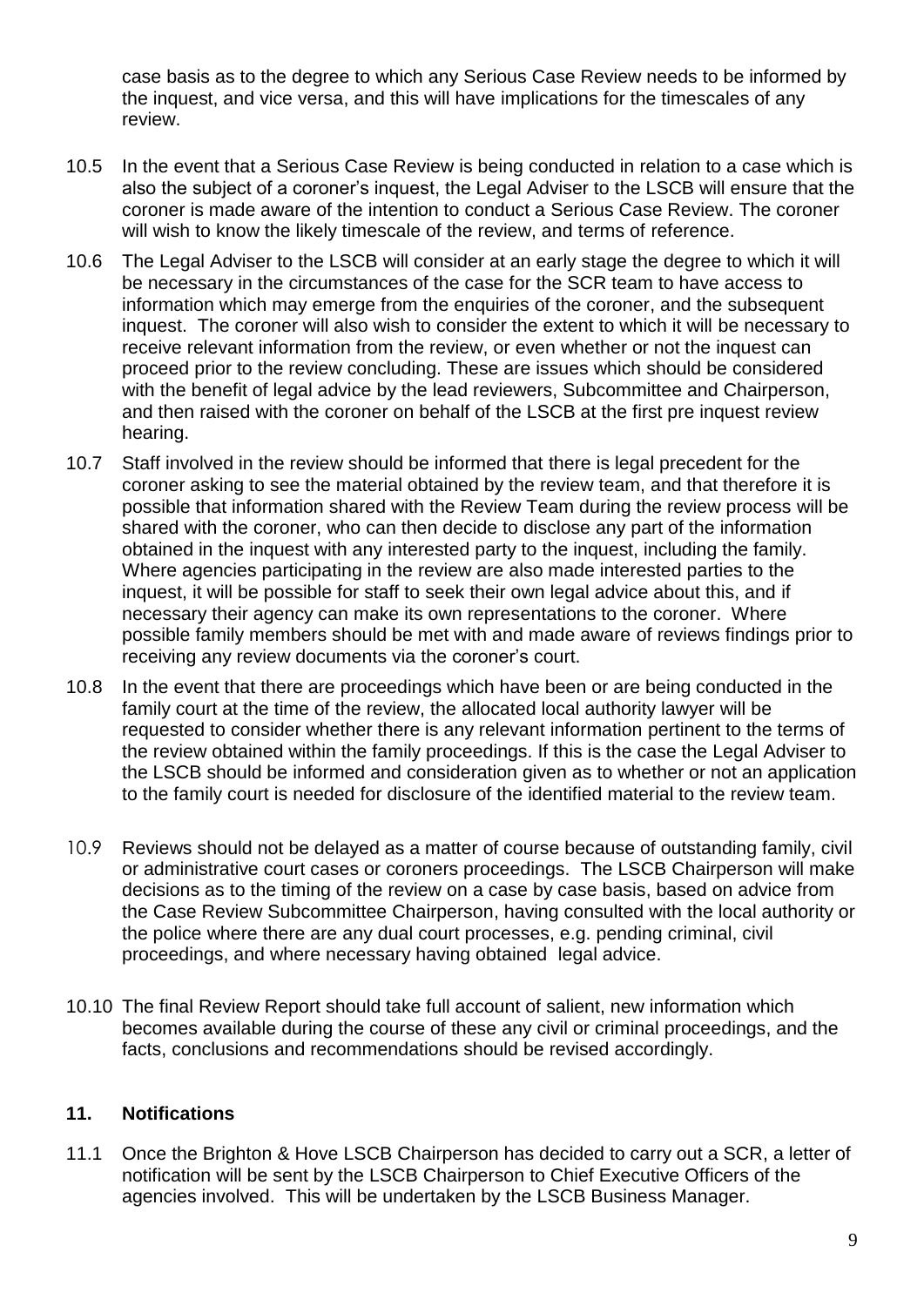case basis as to the degree to which any Serious Case Review needs to be informed by the inquest, and vice versa, and this will have implications for the timescales of any review.

10.5 In the event that a Serious Case Review is being conducted in relation to a case which is also the subject of a coroner's inquest, the Legal Adviser to the LSCB will ensure that the coroner is made aware of the intention to conduct a Serious Case Review. The coroner will wish to know the likely timescale of the review, and terms of reference.

10.6 The Legal Adviser to the LSCB will consider at an early stage the degree to which it will be necessary in the circumstances of the case for the SCR team to have access to information which may emerge from the enquiries of the coroner, and the subsequent inquest. The coroner will also wish to consider the extent to which it will be necessary to receive relevant information from the review, or even whether or not the inquest can proceed prior to the review concluding. These are issues which should be considered with the benefit of legal advice by the lead reviewers, Subcommittee and Chairperson, and then raised with the coroner on behalf of the LSCB at the first pre inquest review hearing.

10.7 Staff involved in the review should be informed that there is legal precedent for the coroner asking to see the material obtained by the review team, and that therefore it is possible that information shared with the Review Team during the review process will be shared with the coroner, who can then decide to disclose any part of the information obtained in the inquest with any interested party to the inquest, including the family. Where agencies participating in the review are also made interested parties to the inquest, it will be possible for staff to seek their own legal advice about this, and if necessary their agency can make its own representations to the coroner. Where possible family members should be met with and made aware of reviews findings prior to receiving any review documents via the coroner's court.

10.8 In the event that there are proceedings which have been or are being conducted in the family court at the time of the review, the allocated local authority lawyer will be requested to consider whether there is any relevant information pertinent to the terms of the review obtained within the family proceedings. If this is the case the Legal Adviser to the LSCB should be informed and consideration given as to whether or not an application to the family court is needed for disclosure of the identified material to the review team.

10.9 Reviews should not be delayed as a matter of course because of outstanding family, civil or administrative court cases or coroners proceedings. The LSCB Chairperson will make decisions as to the timing of the review on a case by case basis, based on advice from the Case Review Subcommittee Chairperson, having consulted with the local authority or the police where there are any dual court processes, e.g. pending criminal, civil proceedings, and where necessary having obtained legal advice.

10.10 The final Review Report should take full account of salient, new information which becomes available during the course of these any civil or criminal proceedings, and the facts, conclusions and recommendations should be revised accordingly.

## 11. Notifications

11.1 Once the Brighton & Hove LSCB Chairperson has decided to carry out a SCR, a letter of notification will be sent by the LSCB Chairperson to Chief Executive Officers of the agencies involved. This will be undertaken by the LSCB Business Manager.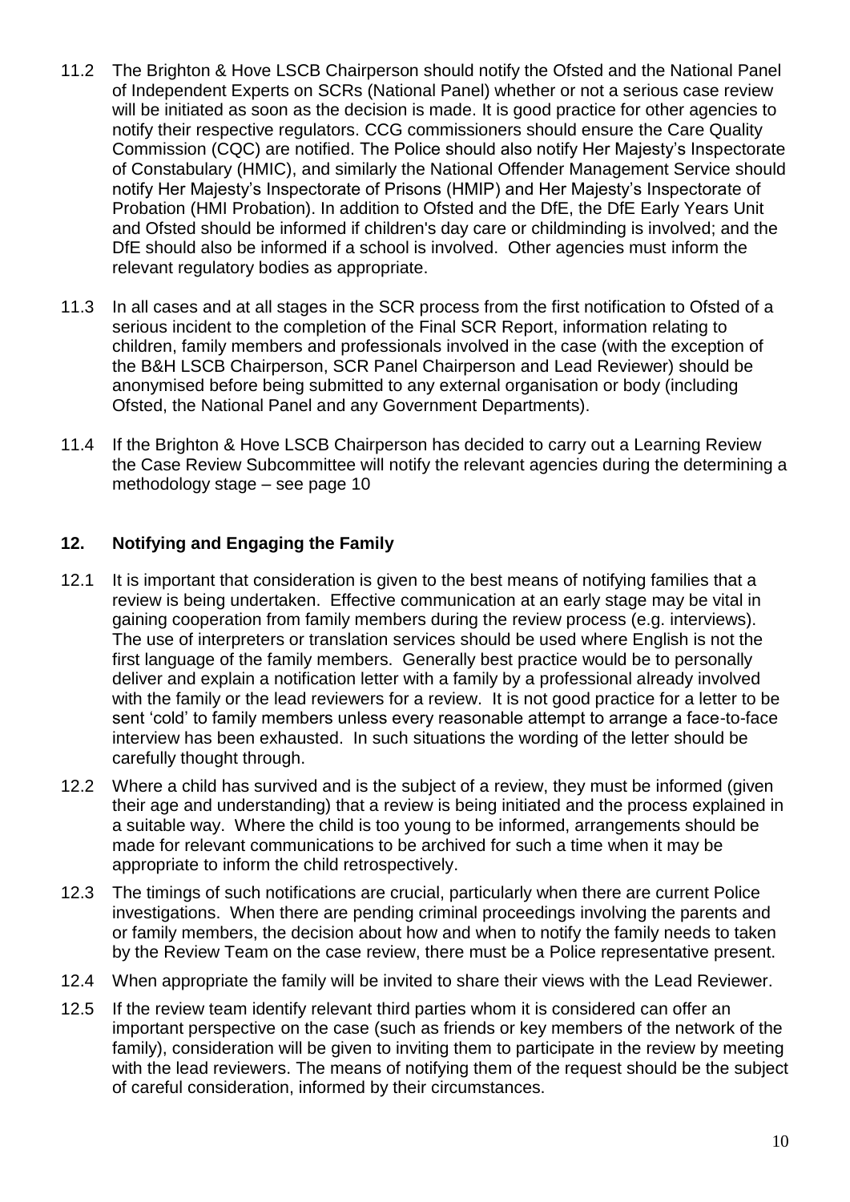11.2 The Brighton & Hove LSCB Chairperson should notify the Ofsted and the National Panel of Independent Experts on SCRs (National Panel) whether or not a serious case review will be initiated as soon as the decision is made. It is good practice for other agencies to notify their respective regulators. CCG commissioners should ensure the Care Quality Commission (CQC) are notified. The Police should also notify Her Majesty's Inspectorate of Constabulary (HMIC), and similarly the National Offender Management Service should notify Her Majesty's Inspectorate of Prisons (HMIP) and Her Majesty's Inspectorate of Probation (HMI Probation). In addition to Ofsted and the DfE, the DfE Early Years Unit and Ofsted should be informed if children's day care or childminding is involved; and the DfE should also be informed if a school is involved. Other agencies must inform the relevant regulatory bodies as appropriate.

11.3 In all cases and at all stages in the SCR process from the first notification to Ofsted of a serious incident to the completion of the Final SCR Report, information relating to children, family members and professionals involved in the case (with the exception of the B&H LSCB Chairperson, SCR Panel Chairperson and Lead Reviewer) should be anonymised before being submitted to any external organisation or body (including Ofsted, the National Panel and any Government Departments).

11.4 If the Brighton & Hove LSCB Chairperson has decided to carry out a Learning Review the Case Review Subcommittee will notify the relevant agencies during the determining a methodology stage – see page 10

## 12. Notifying and Engaging the Family

12.1 It is important that consideration is given to the best means of notifying families that a review is being undertaken. Effective communication at an early stage may be vital in gaining cooperation from family members during the review process (e.g. interviews). The use of interpreters or translation services should be used where English is not the first language of the family members. Generally best practice would be to personally deliver and explain a notification letter with a family by a professional already involved with the family or the lead reviewers for a review. It is not good practice for a letter to be sent 'cold' to family members unless every reasonable attempt to arrange a face-to-face interview has been exhausted. In such situations the wording of the letter should be carefully thought through.

12.2 Where a child has survived and is the subject of a review, they must be informed (given their age and understanding) that a review is being initiated and the process explained in a suitable way. Where the child is too young to be informed, arrangements should be made for relevant communications to be archived for such a time when it may be appropriate to inform the child retrospectively.

12.3 The timings of such notifications are crucial, particularly when there are current Police investigations. When there are pending criminal proceedings involving the parents and or family members, the decision about how and when to notify the family needs to taken by the Review Team on the case review, there must be a Police representative present.

12.4 When appropriate the family will be invited to share their views with the Lead Reviewer.

12.5 If the review team identify relevant third parties whom it is considered can offer an important perspective on the case (such as friends or key members of the network of the family), consideration will be given to inviting them to participate in the review by meeting with the lead reviewers. The means of notifying them of the request should be the subject of careful consideration, informed by their circumstances.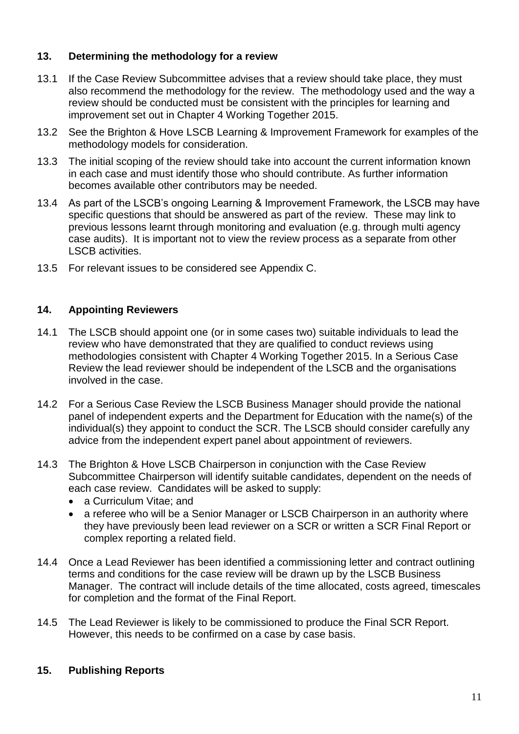## 13. Determining the methodology for a review

13.1 If the Case Review Subcommittee advises that a review should take place, they must also recommend the methodology for the review. The methodology used and the way a review should be conducted must be consistent with the principles for learning and improvement set out in Chapter 4 Working Together 2015.

13.2 See the Brighton & Hove LSCB Learning & Improvement Framework for examples of the methodology models for consideration.

13.3 The initial scoping of the review should take into account the current information known in each case and must identify those who should contribute. As further information becomes available other contributors may be needed.

13.4 As part of the LSCB's ongoing Learning & Improvement Framework, the LSCB may have specific questions that should be answered as part of the review. These may link to previous lessons learnt through monitoring and evaluation (e.g. through multi agency case audits). It is important not to view the review process as a separate from other LSCB activities.

13.5 For relevant issues to be considered see Appendix C.

## 14. Appointing Reviewers

14.1 The LSCB should appoint one (or in some cases two) suitable individuals to lead the review who have demonstrated that they are qualified to conduct reviews using methodologies consistent with Chapter 4 Working Together 2015. In a Serious Case Review the lead reviewer should be independent of the LSCB and the organisations involved in the case.

14.2 For a Serious Case Review the LSCB Business Manager should provide the national panel of independent experts and the Department for Education with the name(s) of the individual(s) they appoint to conduct the SCR. The LSCB should consider carefully any advice from the independent expert panel about appointment of reviewers.

14.3 The Brighton & Hove LSCB Chairperson in conjunction with the Case Review Subcommittee Chairperson will identify suitable candidates, dependent on the needs of each case review. Candidates will be asked to supply:

- a Curriculum Vitae; and
- a referee who will be a Senior Manager or LSCB Chairperson in an authority where they have previously been lead reviewer on a SCR or written a SCR Final Report or complex reporting a related field.

14.4 Once a Lead Reviewer has been identified a commissioning letter and contract outlining terms and conditions for the case review will be drawn up by the LSCB Business Manager. The contract will include details of the time allocated, costs agreed, timescales for completion and the format of the Final Report.

14.5 The Lead Reviewer is likely to be commissioned to produce the Final SCR Report. However, this needs to be confirmed on a case by case basis.

## 15. Publishing Reports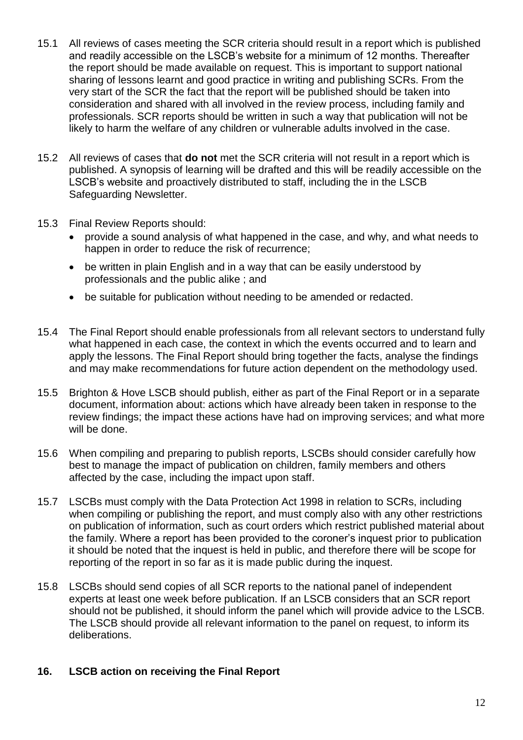15.1 All reviews of cases meeting the SCR criteria should result in a report which is published and readily accessible on the LSCB's website for a minimum of 12 months. Thereafter the report should be made available on request. This is important to support national sharing of lessons learnt and good practice in writing and publishing SCRs. From the very start of the SCR the fact that the report will be published should be taken into consideration and shared with all involved in the review process, including family and professionals. SCR reports should be written in such a way that publication will not be likely to harm the welfare of any children or vulnerable adults involved in the case.

15.2 All reviews of cases that **do not** met the SCR criteria will not result in a report which is published. A synopsis of learning will be drafted and this will be readily accessible on the LSCB's website and proactively distributed to staff, including the in the LSCB Safeguarding Newsletter.

15.3 Final Review Reports should:

- provide a sound analysis of what happened in the case, and why, and what needs to happen in order to reduce the risk of recurrence;
- be written in plain English and in a way that can be easily understood by professionals and the public alike ; and
- be suitable for publication without needing to be amended or redacted.

15.4 The Final Report should enable professionals from all relevant sectors to understand fully what happened in each case, the context in which the events occurred and to learn and apply the lessons. The Final Report should bring together the facts, analyse the findings and may make recommendations for future action dependent on the methodology used.

15.5 Brighton & Hove LSCB should publish, either as part of the Final Report or in a separate document, information about: actions which have already been taken in response to the review findings; the impact these actions have had on improving services; and what more will be done.

15.6 When compiling and preparing to publish reports, LSCBs should consider carefully how best to manage the impact of publication on children, family members and others affected by the case, including the impact upon staff.

15.7 LSCBs must comply with the Data Protection Act 1998 in relation to SCRs, including when compiling or publishing the report, and must comply also with any other restrictions on publication of information, such as court orders which restrict published material about the family. Where a report has been provided to the coroner's inquest prior to publication it should be noted that the inquest is held in public, and therefore there will be scope for reporting of the report in so far as it is made public during the inquest.

15.8 LSCBs should send copies of all SCR reports to the national panel of independent experts at least one week before publication. If an LSCB considers that an SCR report should not be published, it should inform the panel which will provide advice to the LSCB. The LSCB should provide all relevant information to the panel on request, to inform its deliberations.

## 16. LSCB action on receiving the Final Report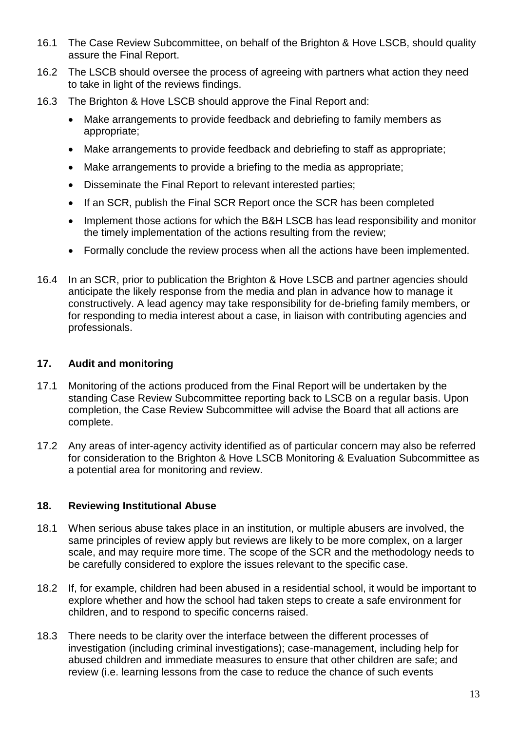16.1 The Case Review Subcommittee, on behalf of the Brighton & Hove LSCB, should quality assure the Final Report.

16.2 The LSCB should oversee the process of agreeing with partners what action they need to take in light of the reviews findings.

16.3 The Brighton & Hove LSCB should approve the Final Report and:

- Make arrangements to provide feedback and debriefing to family members as appropriate;
- Make arrangements to provide feedback and debriefing to staff as appropriate;
- Make arrangements to provide a briefing to the media as appropriate;
- Disseminate the Final Report to relevant interested parties;
- If an SCR, publish the Final SCR Report once the SCR has been completed
- Implement those actions for which the B&H LSCB has lead responsibility and monitor the timely implementation of the actions resulting from the review;
- Formally conclude the review process when all the actions have been implemented.

16.4 In an SCR, prior to publication the Brighton & Hove LSCB and partner agencies should anticipate the likely response from the media and plan in advance how to manage it constructively. A lead agency may take responsibility for de-briefing family members, or for responding to media interest about a case, in liaison with contributing agencies and professionals.

## 17. Audit and monitoring

17.1 Monitoring of the actions produced from the Final Report will be undertaken by the standing Case Review Subcommittee reporting back to LSCB on a regular basis. Upon completion, the Case Review Subcommittee will advise the Board that all actions are complete.

17.2 Any areas of inter-agency activity identified as of particular concern may also be referred for consideration to the Brighton & Hove LSCB Monitoring & Evaluation Subcommittee as a potential area for monitoring and review.

## 18. Reviewing Institutional Abuse

18.1 When serious abuse takes place in an institution, or multiple abusers are involved, the same principles of review apply but reviews are likely to be more complex, on a larger scale, and may require more time. The scope of the SCR and the methodology needs to be carefully considered to explore the issues relevant to the specific case.

18.2 If, for example, children had been abused in a residential school, it would be important to explore whether and how the school had taken steps to create a safe environment for children, and to respond to specific concerns raised.

18.3 There needs to be clarity over the interface between the different processes of investigation (including criminal investigations); case-management, including help for abused children and immediate measures to ensure that other children are safe; and review (i.e. learning lessons from the case to reduce the chance of such events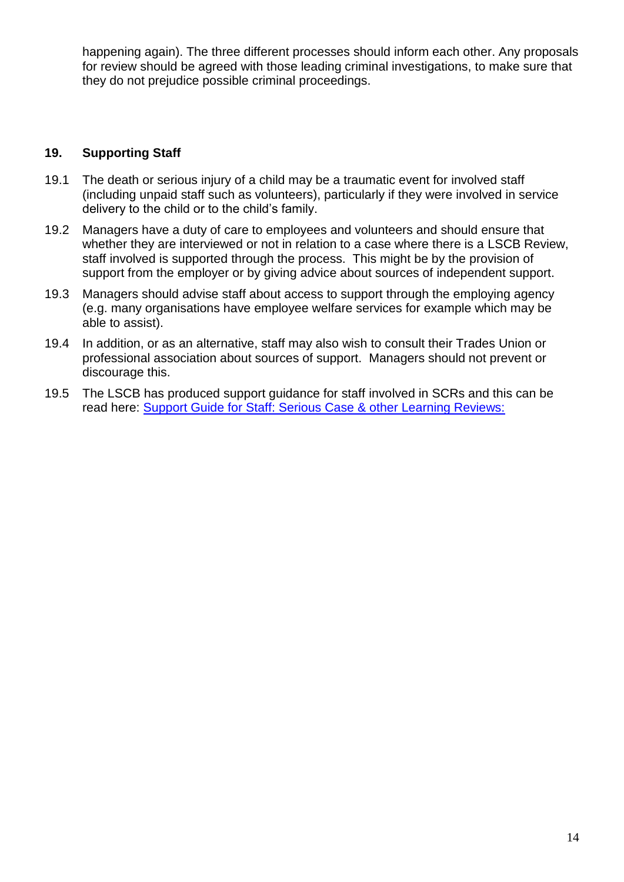happening again). The three different processes should inform each other. Any proposals for review should be agreed with those leading criminal investigations, to make sure that they do not prejudice possible criminal proceedings.

## 19. Supporting Staff

19.1 The death or serious injury of a child may be a traumatic event for involved staff (including unpaid staff such as volunteers), particularly if they were involved in service delivery to the child or to the child's family.

19.2 Managers have a duty of care to employees and volunteers and should ensure that whether they are interviewed or not in relation to a case where there is a LSCB Review, staff involved is supported through the process. This might be by the provision of support from the employer or by giving advice about sources of independent support.

19.3 Managers should advise staff about access to support through the employing agency (e.g. many organisations have employee welfare services for example which may be able to assist).

19.4 In addition, or as an alternative, staff may also wish to consult their Trades Union or professional association about sources of support. Managers should not prevent or discourage this.

19.5 The LSCB has produced support guidance for staff involved in SCRs and this can be read here: Support Guide for Staff: Serious Case & other Learning Reviews: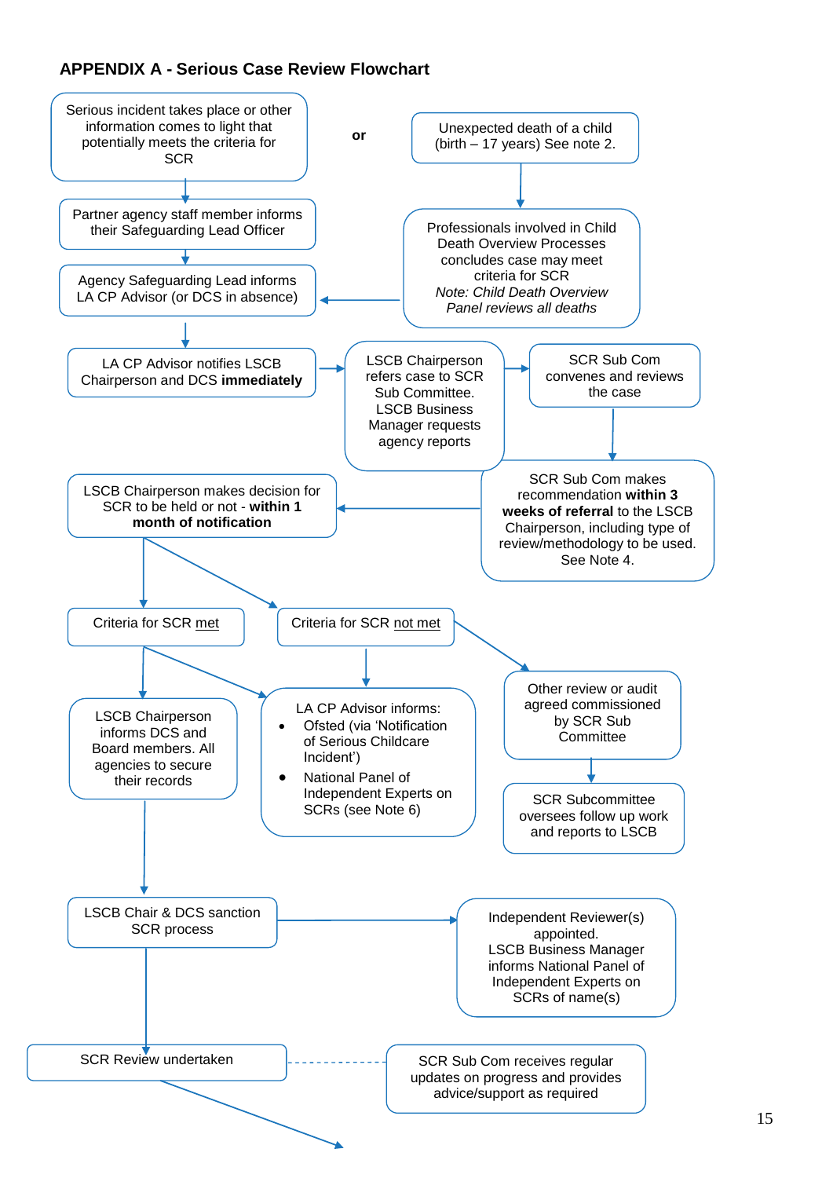### APPENDIX A - Serious Case Review Flowchart

Serious incident takes place or other information comes to light that potentially meets the criteria for SCR

**or**

Unexpected death of a child (birth – 17 years) See note 2.

Partner agency staff member informs their Safeguarding Lead Officer

Professionals involved in Child Death Overview Processes concludes case may meet criteria for SCR
*Note: Child Death Overview Panel reviews all deaths*

Agency Safeguarding Lead informs LA CP Advisor (or DCS in absence)

LA CP Advisor notifies LSCB Chairperson and DCS **immediately**

LSCB Chairperson refers case to SCR Sub Committee. LSCB Business Manager requests agency reports

SCR Sub Com convenes and reviews the case

SCR Sub Com makes recommendation **within 3 weeks of referral** to the LSCB Chairperson, including type of review/methodology to be used. See Note 4.

LSCB Chairperson makes decision for SCR to be held or not - **within 1 month of notification**

Criteria for SCR met

Criteria for SCR not met

LSCB Chairperson informs DCS and Board members. All agencies to secure their records

LA CP Advisor informs:

- Ofsted (via 'Notification of Serious Childcare Incident')
- National Panel of Independent Experts on SCRs (see Note 6)

Other review or audit agreed commissioned by SCR Sub Committee

SCR Subcommittee oversees follow up work and reports to LSCB

LSCB Chair & DCS sanction SCR process

Independent Reviewer(s) appointed.
LSCB Business Manager informs National Panel of Independent Experts on SCRs of name(s)

SCR Review undertaken

SCR Sub Com receives regular updates on progress and provides advice/support as required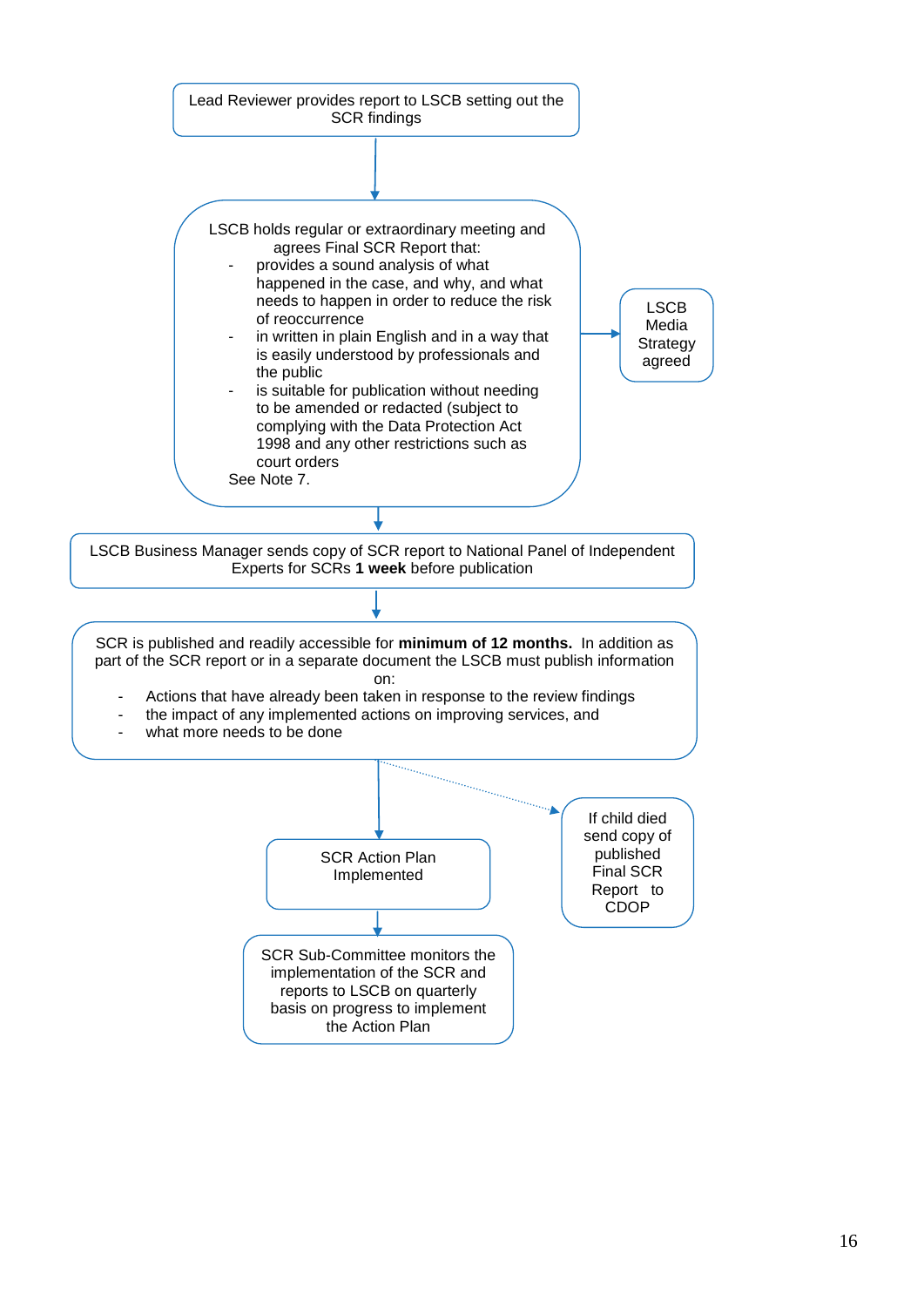Lead Reviewer provides report to LSCB setting out the SCR findings

↓

LSCB holds regular or extraordinary meeting and agrees Final SCR Report that:

- provides a sound analysis of what happened in the case, and why, and what needs to happen in order to reduce the risk of reoccurrence
- in written in plain English and in a way that is easily understood by professionals and the public
- is suitable for publication without needing to be amended or redacted (subject to complying with the Data Protection Act 1998 and any other restrictions such as court orders

See Note 7.

→ LSCB Media Strategy agreed

↓

LSCB Business Manager sends copy of SCR report to National Panel of Independent Experts for SCRs **1 week** before publication

↓

SCR is published and readily accessible for **minimum of 12 months.** In addition as part of the SCR report or in a separate document the LSCB must publish information on:

- Actions that have already been taken in response to the review findings
- the impact of any implemented actions on improving services, and
- what more needs to be done

↓

SCR Action Plan Implemented

↓

SCR Sub-Committee monitors the implementation of the SCR and reports to LSCB on quarterly basis on progress to implement the Action Plan

(dotted arrow from publication step) → If child died send copy of published Final SCR Report to CDOP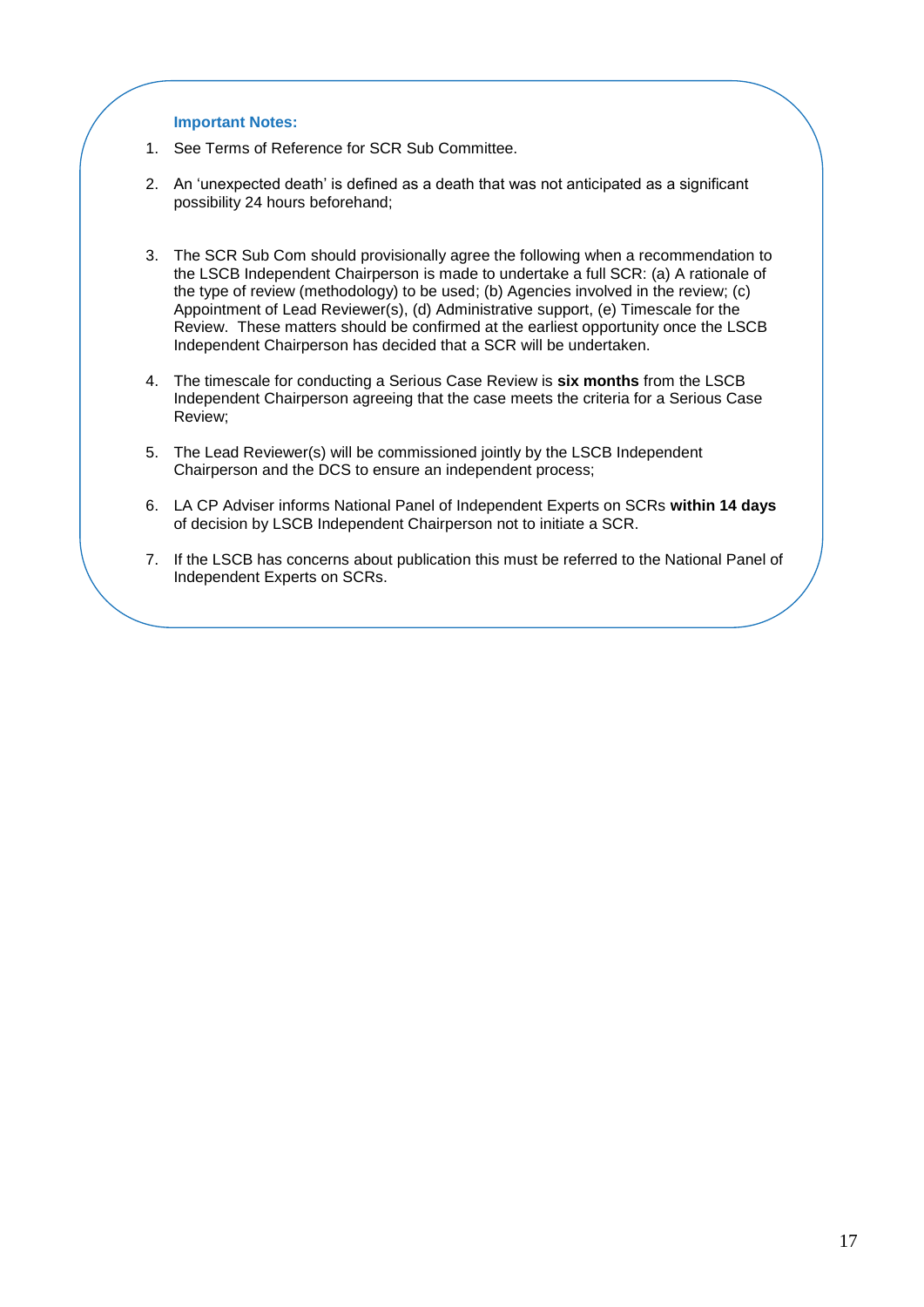**Important Notes:**

1. See Terms of Reference for SCR Sub Committee.

2. An 'unexpected death' is defined as a death that was not anticipated as a significant possibility 24 hours beforehand;

3. The SCR Sub Com should provisionally agree the following when a recommendation to the LSCB Independent Chairperson is made to undertake a full SCR: (a) A rationale of the type of review (methodology) to be used; (b) Agencies involved in the review; (c) Appointment of Lead Reviewer(s), (d) Administrative support, (e) Timescale for the Review. These matters should be confirmed at the earliest opportunity once the LSCB Independent Chairperson has decided that a SCR will be undertaken.

4. The timescale for conducting a Serious Case Review is **six months** from the LSCB Independent Chairperson agreeing that the case meets the criteria for a Serious Case Review;

5. The Lead Reviewer(s) will be commissioned jointly by the LSCB Independent Chairperson and the DCS to ensure an independent process;

6. LA CP Adviser informs National Panel of Independent Experts on SCRs **within 14 days** of decision by LSCB Independent Chairperson not to initiate a SCR.

7. If the LSCB has concerns about publication this must be referred to the National Panel of Independent Experts on SCRs.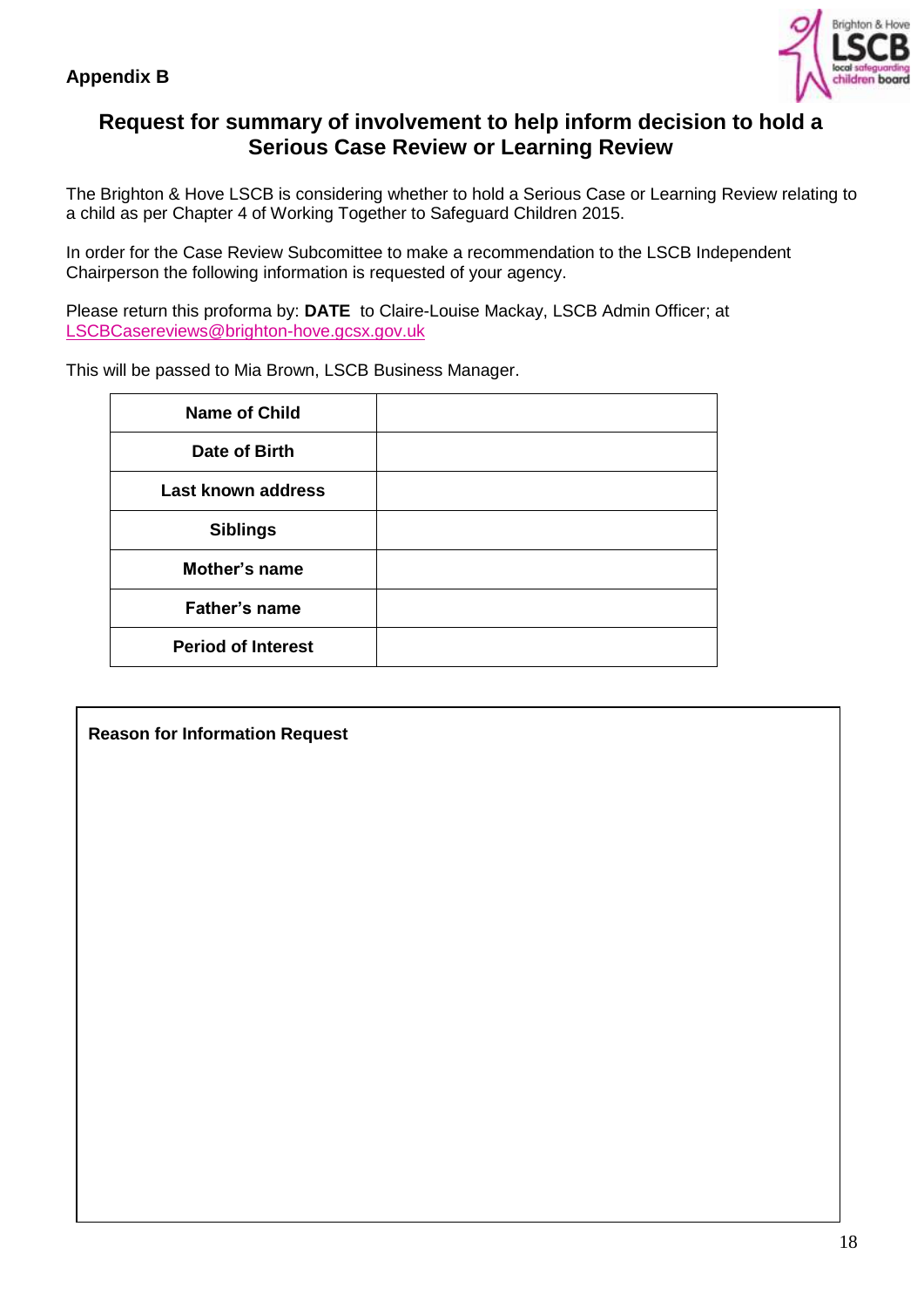**Appendix B**

## Request for summary of involvement to help inform decision to hold a Serious Case Review or Learning Review

The Brighton & Hove LSCB is considering whether to hold a Serious Case or Learning Review relating to a child as per Chapter 4 of Working Together to Safeguard Children 2015.

In order for the Case Review Subcomittee to make a recommendation to the LSCB Independent Chairperson the following information is requested of your agency.

Please return this proforma by: **DATE** to Claire-Louise Mackay, LSCB Admin Officer; at LSCBCasereviews@brighton-hove.gcsx.gov.uk

This will be passed to Mia Brown, LSCB Business Manager.

| | |
|---|---|
| **Name of Child** | |
| **Date of Birth** | |
| **Last known address** | |
| **Siblings** | |
| **Mother's name** | |
| **Father's name** | |
| **Period of Interest** | |

| **Reason for Information Request** |
|---|
| |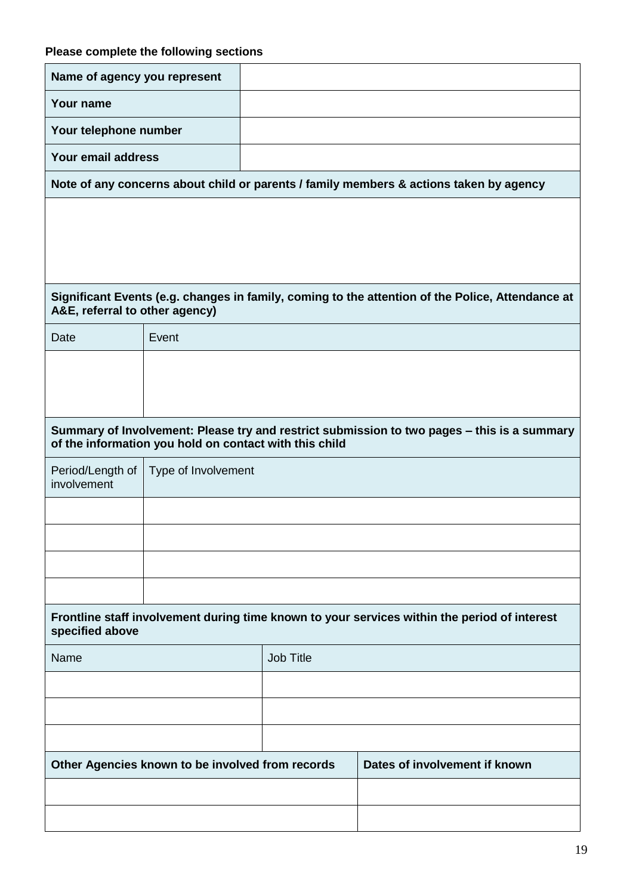**Please complete the following sections**

| Name of agency you represent | |
|---|---|
| Your name | |
| Your telephone number | |
| Your email address | |

**Note of any concerns about child or parents / family members & actions taken by agency**

| |
|---|
| |

**Significant Events (e.g. changes in family, coming to the attention of the Police, Attendance at A&E, referral to other agency)**

| Date | Event |
|---|---|
| | |

**Summary of Involvement: Please try and restrict submission to two pages – this is a summary of the information you hold on contact with this child**

| Period/Length of involvement | Type of Involvement |
|---|---|
| | |
| | |
| | |
| | |

**Frontline staff involvement during time known to your services within the period of interest specified above**

| Name | Job Title |
|---|---|
| | |
| | |
| | |

| Other Agencies known to be involved from records | Dates of involvement if known |
|---|---|
| | |
| | |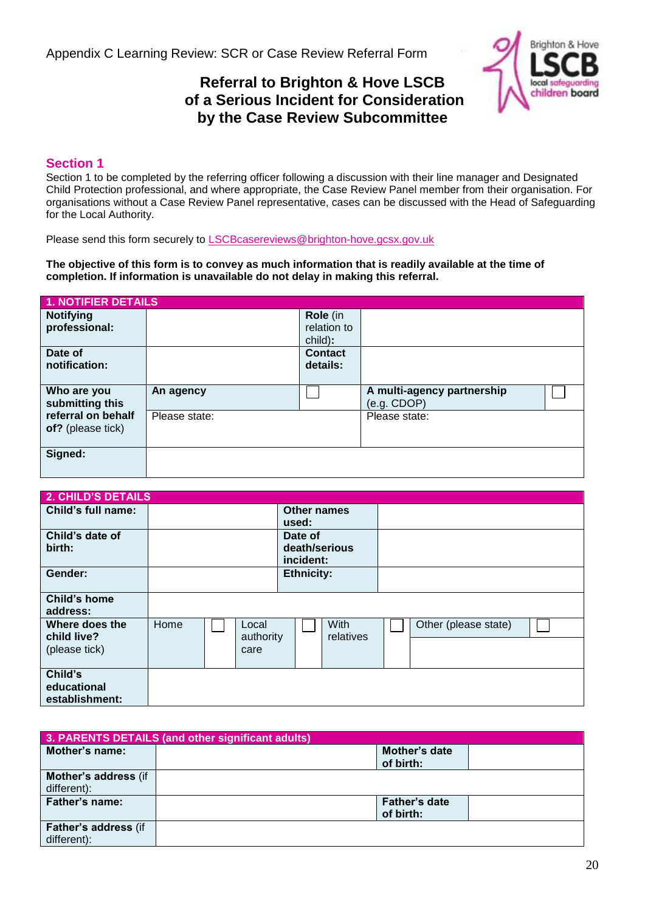Appendix C Learning Review: SCR or Case Review Referral Form

# Referral to Brighton & Hove LSCB of a Serious Incident for Consideration by the Case Review Subcommittee

## Section 1

Section 1 to be completed by the referring officer following a discussion with their line manager and Designated Child Protection professional, and where appropriate, the Case Review Panel member from their organisation. For organisations without a Case Review Panel representative, cases can be discussed with the Head of Safeguarding for the Local Authority.

Please send this form securely to LSCBcasereviews@brighton-hove.gcsx.gov.uk

**The objective of this form is to convey as much information that is readily available at the time of completion. If information is unavailable do not delay in making this referral.**

| **1. NOTIFIER DETAILS** | | | | |
|---|---|---|---|---|
| **Notifying professional:** | | **Role** (in relation to child)**:** | | |
| **Date of notification:** | | **Contact details:** | | |
| **Who are you submitting this referral on behalf of?** (please tick) | **An agency** | ☐ | **A multi-agency partnership** (e.g. CDOP) | ☐ |
| | Please state: | | Please state: | |
| **Signed:** | | | | |

| **2. CHILD'S DETAILS** | | | | | | | | |
|---|---|---|---|---|---|---|---|---|
| **Child's full name:** | | | **Other names used:** | | | | | |
| **Child's date of birth:** | | | **Date of death/serious incident:** | | | | | |
| **Gender:** | | | **Ethnicity:** | | | | | |
| **Child's home address:** | | | | | | | | |
| **Where does the child live?** (please tick) | Home | ☐ | Local authority care | ☐ | With relatives | ☐ | Other (please state) | ☐ |
| **Child's educational establishment:** | | | | | | | | |

| **3. PARENTS DETAILS (and other significant adults)** | | | |
|---|---|---|---|
| **Mother's name:** | | **Mother's date of birth:** | |
| **Mother's address** (if different): | | | |
| **Father's name:** | | **Father's date of birth:** | |
| **Father's address** (if different): | | | |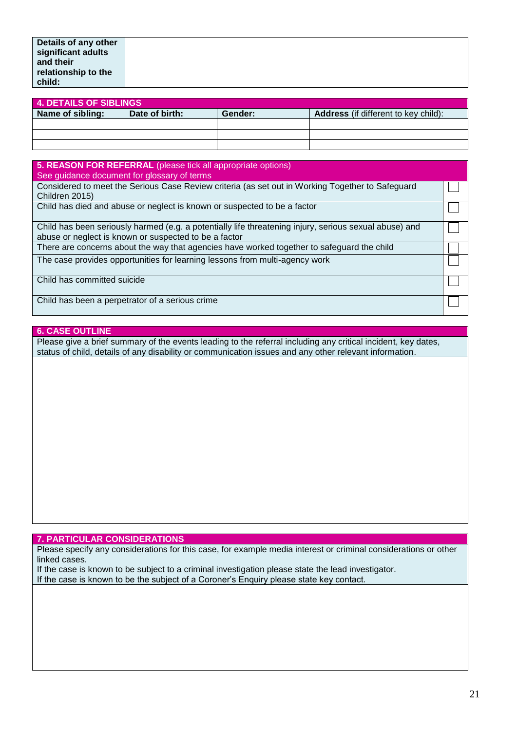| **Details of any other significant adults and their relationship to the child:** | |
|---|---|

| **4. DETAILS OF SIBLINGS** | | | |
|---|---|---|---|
| **Name of sibling:** | **Date of birth:** | **Gender:** | **Address** (if different to key child): |
| | | | |
| | | | |
| | | | |

| **5. REASON FOR REFERRAL** (please tick all appropriate options) See guidance document for glossary of terms | |
|---|---|
| Considered to meet the Serious Case Review criteria (as set out in Working Together to Safeguard Children 2015) | ☐ |
| Child has died and abuse or neglect is known or suspected to be a factor | ☐ |
| Child has been seriously harmed (e.g. a potentially life threatening injury, serious sexual abuse) and abuse or neglect is known or suspected to be a factor | ☐ |
| There are concerns about the way that agencies have worked together to safeguard the child | ☐ |
| The case provides opportunities for learning lessons from multi-agency work | ☐ |
| Child has committed suicide | ☐ |
| Child has been a perpetrator of a serious crime | ☐ |

| **6. CASE OUTLINE** |
|---|
| Please give a brief summary of the events leading to the referral including any critical incident, key dates, status of child, details of any disability or communication issues and any other relevant information. |
| |

| **7. PARTICULAR CONSIDERATIONS** |
|---|
| Please specify any considerations for this case, for example media interest or criminal considerations or other linked cases. If the case is known to be subject to a criminal investigation please state the lead investigator. If the case is known to be the subject of a Coroner's Enquiry please state key contact. |
| |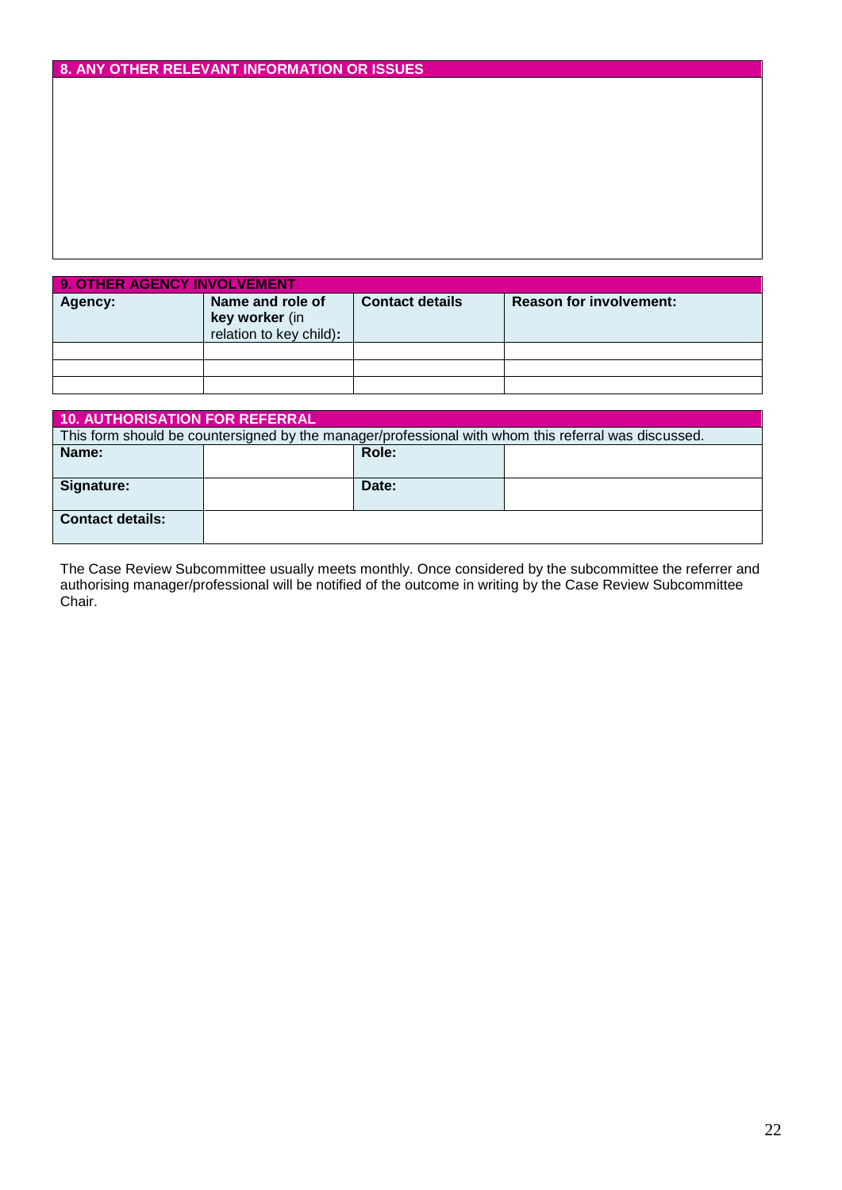## 8. ANY OTHER RELEVANT INFORMATION OR ISSUES

| 9. OTHER AGENCY INVOLVEMENT | | | |
|---|---|---|---|
| **Agency:** | **Name and role of key worker** (in relation to key child)**:** | **Contact details** | **Reason for involvement:** |
| | | | |
| | | | |
| | | | |

| 10. AUTHORISATION FOR REFERRAL | | | |
|---|---|---|---|
| This form should be countersigned by the manager/professional with whom this referral was discussed. | | | |
| **Name:** | | **Role:** | |
| **Signature:** | | **Date:** | |
| **Contact details:** | | | |

The Case Review Subcommittee usually meets monthly. Once considered by the subcommittee the referrer and authorising manager/professional will be notified of the outcome in writing by the Case Review Subcommittee Chair.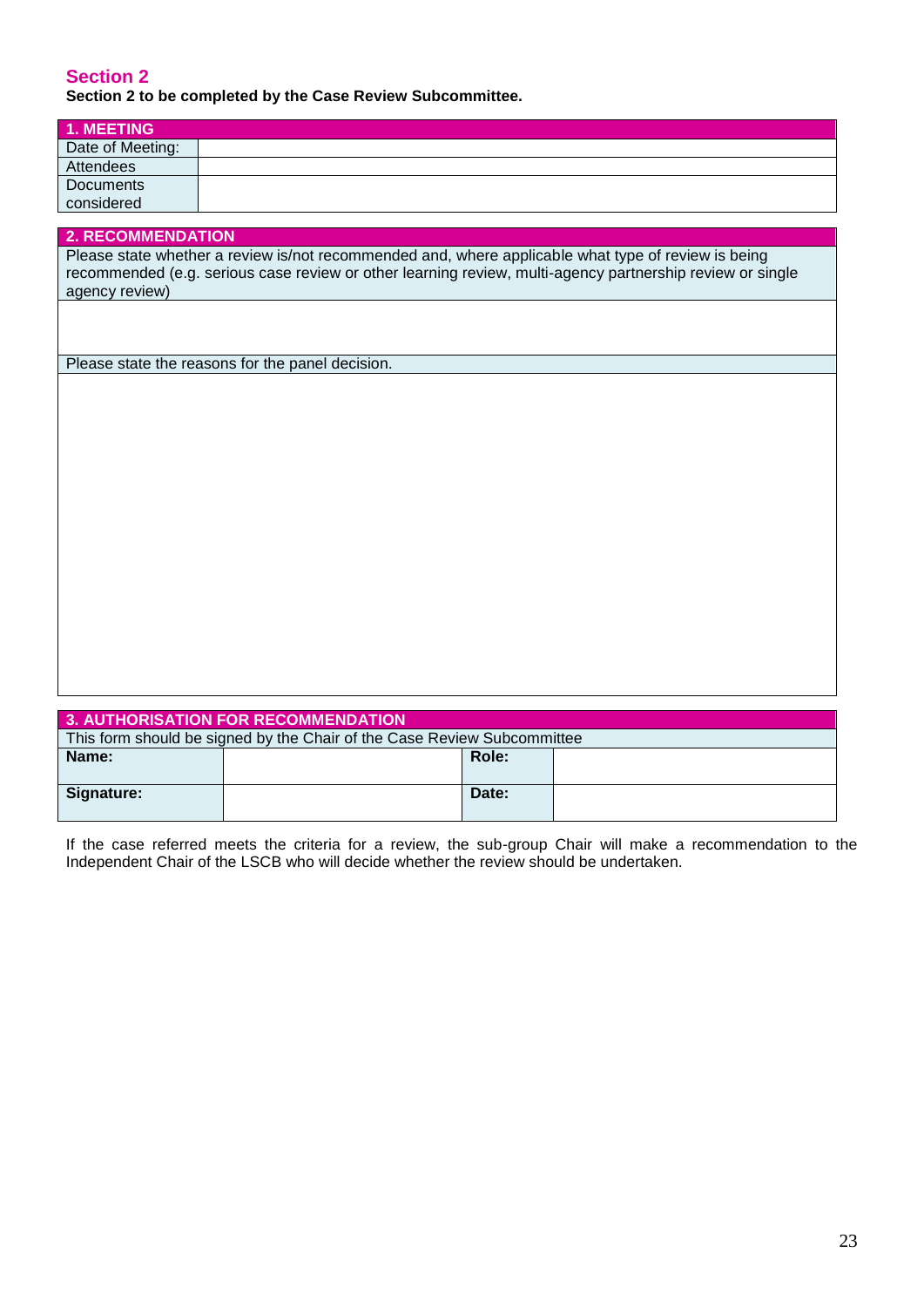## Section 2

**Section 2 to be completed by the Case Review Subcommittee.**

| 1. MEETING | |
|---|---|
| Date of Meeting: | |
| Attendees | |
| Documents considered | |

| 2. RECOMMENDATION |
|---|
| Please state whether a review is/not recommended and, where applicable what type of review is being recommended (e.g. serious case review or other learning review, multi-agency partnership review or single agency review) |
| |
| Please state the reasons for the panel decision. |
| |

| 3. AUTHORISATION FOR RECOMMENDATION | | | |
|---|---|---|---|
| This form should be signed by the Chair of the Case Review Subcommittee | | | |
| **Name:** | | **Role:** | |
| **Signature:** | | **Date:** | |

If the case referred meets the criteria for a review, the sub-group Chair will make a recommendation to the Independent Chair of the LSCB who will decide whether the review should be undertaken.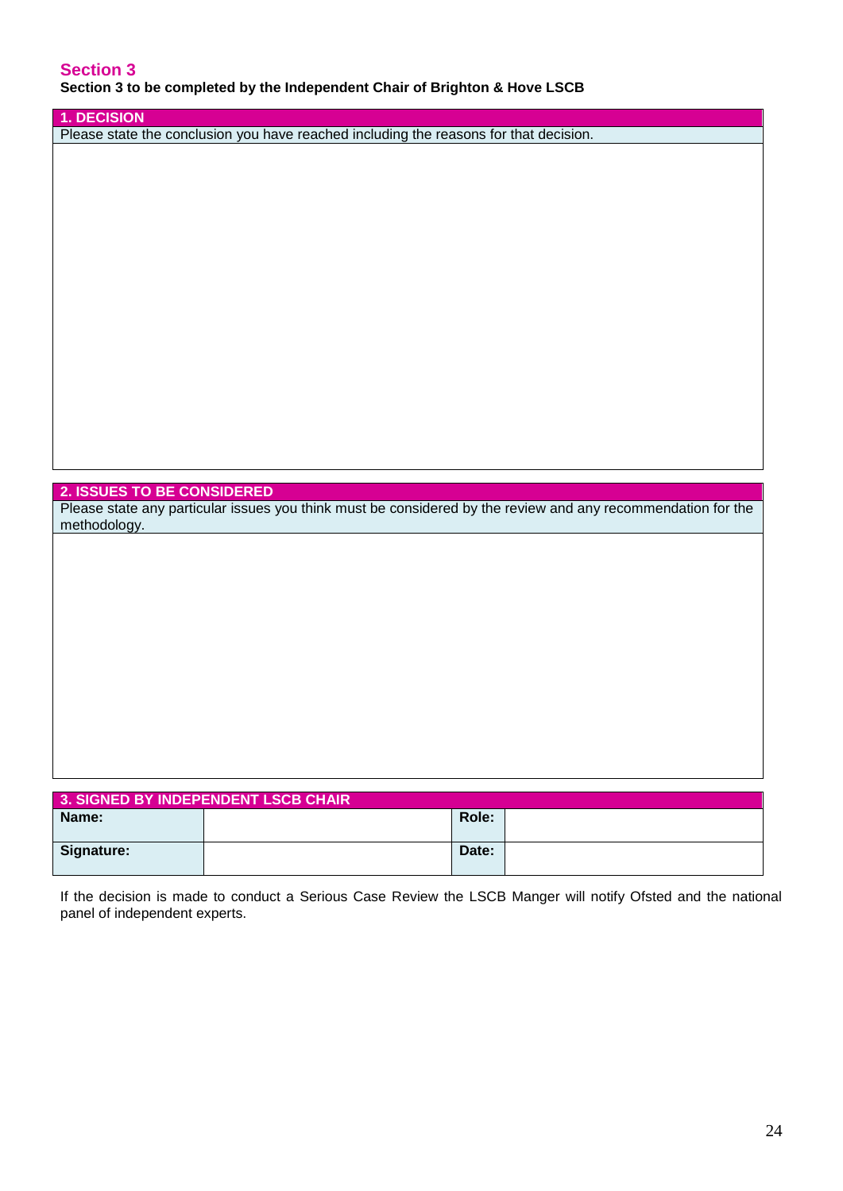## Section 3

**Section 3 to be completed by the Independent Chair of Brighton & Hove LSCB**

| 1. DECISION |
|---|
| Please state the conclusion you have reached including the reasons for that decision. |
| |

| 2. ISSUES TO BE CONSIDERED |
|---|
| Please state any particular issues you think must be considered by the review and any recommendation for the methodology. |
| |

| 3. SIGNED BY INDEPENDENT LSCB CHAIR | | | |
|---|---|---|---|
| **Name:** | | **Role:** | |
| **Signature:** | | **Date:** | |

If the decision is made to conduct a Serious Case Review the LSCB Manger will notify Ofsted and the national panel of independent experts.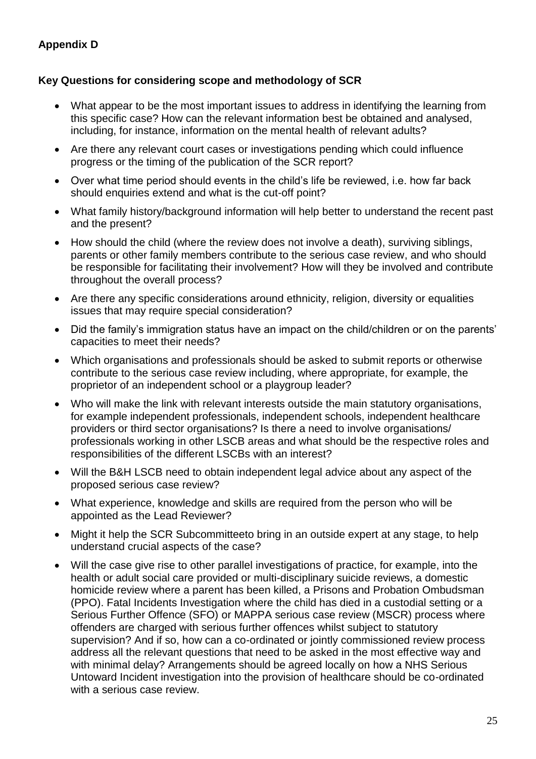**Appendix D**

**Key Questions for considering scope and methodology of SCR**

- What appear to be the most important issues to address in identifying the learning from this specific case? How can the relevant information best be obtained and analysed, including, for instance, information on the mental health of relevant adults?
- Are there any relevant court cases or investigations pending which could influence progress or the timing of the publication of the SCR report?
- Over what time period should events in the child's life be reviewed, i.e. how far back should enquiries extend and what is the cut-off point?
- What family history/background information will help better to understand the recent past and the present?
- How should the child (where the review does not involve a death), surviving siblings, parents or other family members contribute to the serious case review, and who should be responsible for facilitating their involvement? How will they be involved and contribute throughout the overall process?
- Are there any specific considerations around ethnicity, religion, diversity or equalities issues that may require special consideration?
- Did the family's immigration status have an impact on the child/children or on the parents' capacities to meet their needs?
- Which organisations and professionals should be asked to submit reports or otherwise contribute to the serious case review including, where appropriate, for example, the proprietor of an independent school or a playgroup leader?
- Who will make the link with relevant interests outside the main statutory organisations, for example independent professionals, independent schools, independent healthcare providers or third sector organisations? Is there a need to involve organisations/ professionals working in other LSCB areas and what should be the respective roles and responsibilities of the different LSCBs with an interest?
- Will the B&H LSCB need to obtain independent legal advice about any aspect of the proposed serious case review?
- What experience, knowledge and skills are required from the person who will be appointed as the Lead Reviewer?
- Might it help the SCR Subcommitteeto bring in an outside expert at any stage, to help understand crucial aspects of the case?
- Will the case give rise to other parallel investigations of practice, for example, into the health or adult social care provided or multi-disciplinary suicide reviews, a domestic homicide review where a parent has been killed, a Prisons and Probation Ombudsman (PPO). Fatal Incidents Investigation where the child has died in a custodial setting or a Serious Further Offence (SFO) or MAPPA serious case review (MSCR) process where offenders are charged with serious further offences whilst subject to statutory supervision? And if so, how can a co-ordinated or jointly commissioned review process address all the relevant questions that need to be asked in the most effective way and with minimal delay? Arrangements should be agreed locally on how a NHS Serious Untoward Incident investigation into the provision of healthcare should be co-ordinated with a serious case review.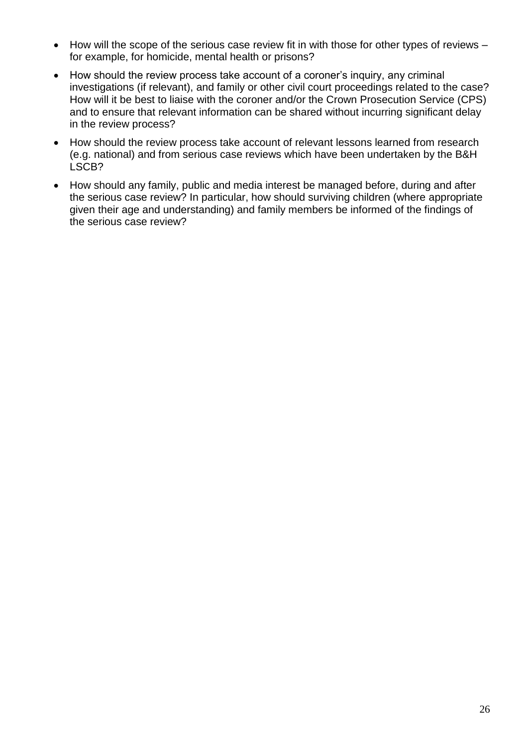- How will the scope of the serious case review fit in with those for other types of reviews – for example, for homicide, mental health or prisons?
- How should the review process take account of a coroner's inquiry, any criminal investigations (if relevant), and family or other civil court proceedings related to the case? How will it be best to liaise with the coroner and/or the Crown Prosecution Service (CPS) and to ensure that relevant information can be shared without incurring significant delay in the review process?
- How should the review process take account of relevant lessons learned from research (e.g. national) and from serious case reviews which have been undertaken by the B&H LSCB?
- How should any family, public and media interest be managed before, during and after the serious case review? In particular, how should surviving children (where appropriate given their age and understanding) and family members be informed of the findings of the serious case review?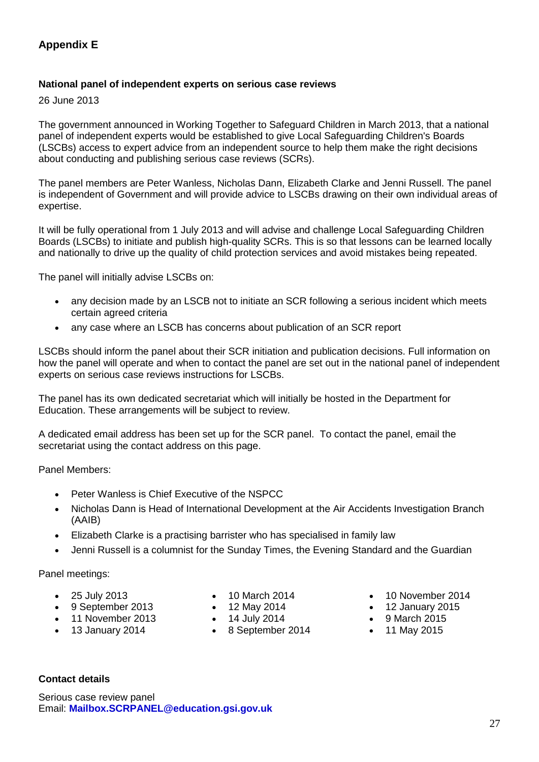## Appendix E

**National panel of independent experts on serious case reviews**

26 June 2013

The government announced in Working Together to Safeguard Children in March 2013, that a national panel of independent experts would be established to give Local Safeguarding Children's Boards (LSCBs) access to expert advice from an independent source to help them make the right decisions about conducting and publishing serious case reviews (SCRs).

The panel members are Peter Wanless, Nicholas Dann, Elizabeth Clarke and Jenni Russell. The panel is independent of Government and will provide advice to LSCBs drawing on their own individual areas of expertise.

It will be fully operational from 1 July 2013 and will advise and challenge Local Safeguarding Children Boards (LSCBs) to initiate and publish high-quality SCRs. This is so that lessons can be learned locally and nationally to drive up the quality of child protection services and avoid mistakes being repeated.

The panel will initially advise LSCBs on:

- any decision made by an LSCB not to initiate an SCR following a serious incident which meets certain agreed criteria
- any case where an LSCB has concerns about publication of an SCR report

LSCBs should inform the panel about their SCR initiation and publication decisions. Full information on how the panel will operate and when to contact the panel are set out in the national panel of independent experts on serious case reviews instructions for LSCBs.

The panel has its own dedicated secretariat which will initially be hosted in the Department for Education. These arrangements will be subject to review.

A dedicated email address has been set up for the SCR panel. To contact the panel, email the secretariat using the contact address on this page.

Panel Members:

- Peter Wanless is Chief Executive of the NSPCC
- Nicholas Dann is Head of International Development at the Air Accidents Investigation Branch (AAIB)
- Elizabeth Clarke is a practising barrister who has specialised in family law
- Jenni Russell is a columnist for the Sunday Times, the Evening Standard and the Guardian

Panel meetings:

- 25 July 2013
- 9 September 2013
- 11 November 2013
- 13 January 2014
- 10 March 2014
- 12 May 2014
- 14 July 2014
- 8 September 2014
- 10 November 2014
- 12 January 2015
- 9 March 2015
- 11 May 2015

**Contact details**

Serious case review panel
Email: **Mailbox.SCRPANEL@education.gsi.gov.uk**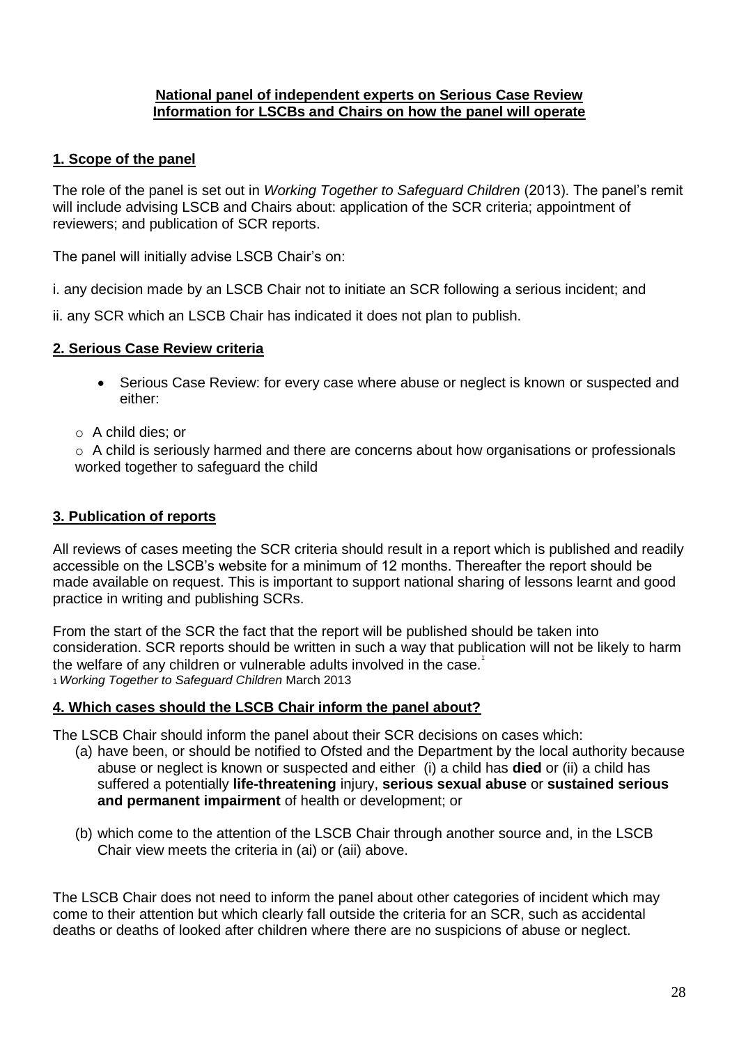**National panel of independent experts on Serious Case Review**
**Information for LSCBs and Chairs on how the panel will operate**

## 1. Scope of the panel

The role of the panel is set out in *Working Together to Safeguard Children* (2013). The panel's remit will include advising LSCB and Chairs about: application of the SCR criteria; appointment of reviewers; and publication of SCR reports.

The panel will initially advise LSCB Chair's on:

i. any decision made by an LSCB Chair not to initiate an SCR following a serious incident; and

ii. any SCR which an LSCB Chair has indicated it does not plan to publish.

## 2. Serious Case Review criteria

- Serious Case Review: for every case where abuse or neglect is known or suspected and either:

  - A child dies; or
  - A child is seriously harmed and there are concerns about how organisations or professionals worked together to safeguard the child

## 3. Publication of reports

All reviews of cases meeting the SCR criteria should result in a report which is published and readily accessible on the LSCB's website for a minimum of 12 months. Thereafter the report should be made available on request. This is important to support national sharing of lessons learnt and good practice in writing and publishing SCRs.

From the start of the SCR the fact that the report will be published should be taken into consideration. SCR reports should be written in such a way that publication will not be likely to harm the welfare of any children or vulnerable adults involved in the case.[1]

[1] *Working Together to Safeguard Children* March 2013

## 4. Which cases should the LSCB Chair inform the panel about?

The LSCB Chair should inform the panel about their SCR decisions on cases which:

(a) have been, or should be notified to Ofsted and the Department by the local authority because abuse or neglect is known or suspected and either (i) a child has **died** or (ii) a child has suffered a potentially **life-threatening** injury, **serious sexual abuse** or **sustained serious and permanent impairment** of health or development; or

(b) which come to the attention of the LSCB Chair through another source and, in the LSCB Chair view meets the criteria in (ai) or (aii) above.

The LSCB Chair does not need to inform the panel about other categories of incident which may come to their attention but which clearly fall outside the criteria for an SCR, such as accidental deaths or deaths of looked after children where there are no suspicions of abuse or neglect.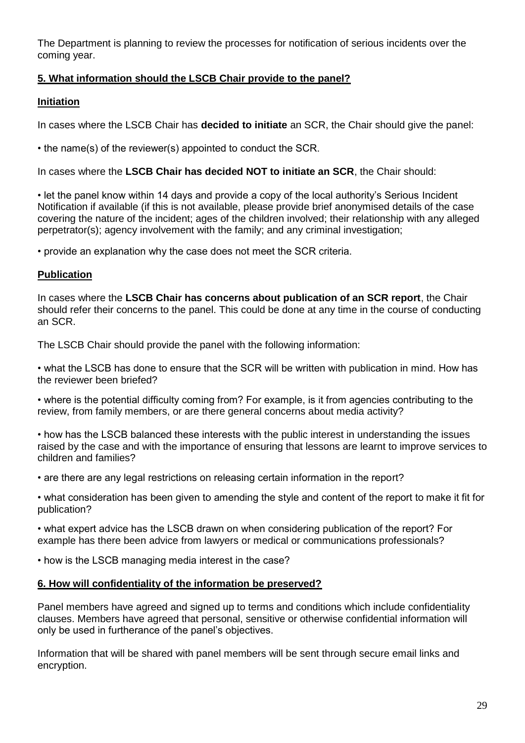The Department is planning to review the processes for notification of serious incidents over the coming year.

## 5. What information should the LSCB Chair provide to the panel?

### Initiation

In cases where the LSCB Chair has **decided to initiate** an SCR, the Chair should give the panel:

• the name(s) of the reviewer(s) appointed to conduct the SCR.

In cases where the **LSCB Chair has decided NOT to initiate an SCR**, the Chair should:

• let the panel know within 14 days and provide a copy of the local authority's Serious Incident Notification if available (if this is not available, please provide brief anonymised details of the case covering the nature of the incident; ages of the children involved; their relationship with any alleged perpetrator(s); agency involvement with the family; and any criminal investigation;

• provide an explanation why the case does not meet the SCR criteria.

### Publication

In cases where the **LSCB Chair has concerns about publication of an SCR report**, the Chair should refer their concerns to the panel. This could be done at any time in the course of conducting an SCR.

The LSCB Chair should provide the panel with the following information:

• what the LSCB has done to ensure that the SCR will be written with publication in mind. How has the reviewer been briefed?

• where is the potential difficulty coming from? For example, is it from agencies contributing to the review, from family members, or are there general concerns about media activity?

• how has the LSCB balanced these interests with the public interest in understanding the issues raised by the case and with the importance of ensuring that lessons are learnt to improve services to children and families?

• are there are any legal restrictions on releasing certain information in the report?

• what consideration has been given to amending the style and content of the report to make it fit for publication?

• what expert advice has the LSCB drawn on when considering publication of the report? For example has there been advice from lawyers or medical or communications professionals?

• how is the LSCB managing media interest in the case?

## 6. How will confidentiality of the information be preserved?

Panel members have agreed and signed up to terms and conditions which include confidentiality clauses. Members have agreed that personal, sensitive or otherwise confidential information will only be used in furtherance of the panel's objectives.

Information that will be shared with panel members will be sent through secure email links and encryption.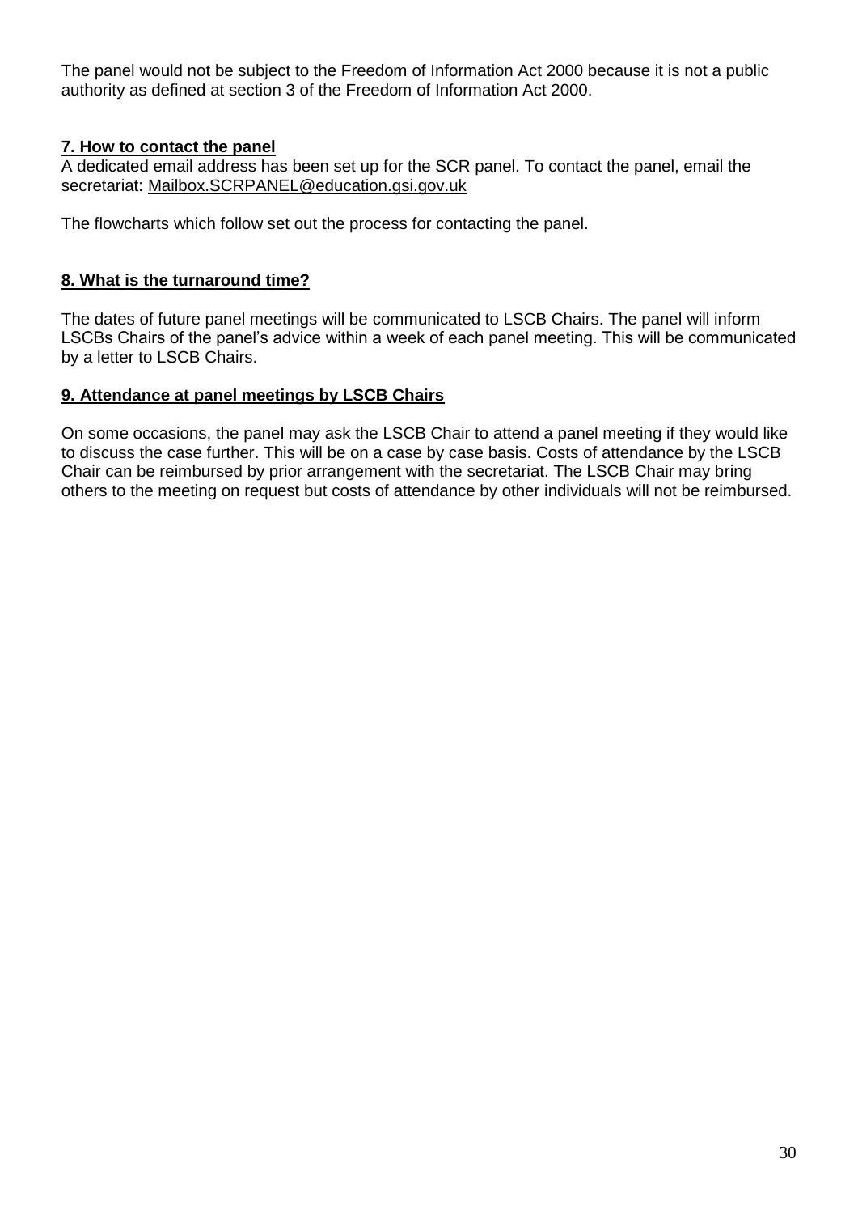The panel would not be subject to the Freedom of Information Act 2000 because it is not a public authority as defined at section 3 of the Freedom of Information Act 2000.

## 7. How to contact the panel

A dedicated email address has been set up for the SCR panel. To contact the panel, email the secretariat: Mailbox.SCRPANEL@education.gsi.gov.uk

The flowcharts which follow set out the process for contacting the panel.

## 8. What is the turnaround time?

The dates of future panel meetings will be communicated to LSCB Chairs. The panel will inform LSCBs Chairs of the panel's advice within a week of each panel meeting. This will be communicated by a letter to LSCB Chairs.

## 9. Attendance at panel meetings by LSCB Chairs

On some occasions, the panel may ask the LSCB Chair to attend a panel meeting if they would like to discuss the case further. This will be on a case by case basis. Costs of attendance by the LSCB Chair can be reimbursed by prior arrangement with the secretariat. The LSCB Chair may bring others to the meeting on request but costs of attendance by other individuals will not be reimbursed.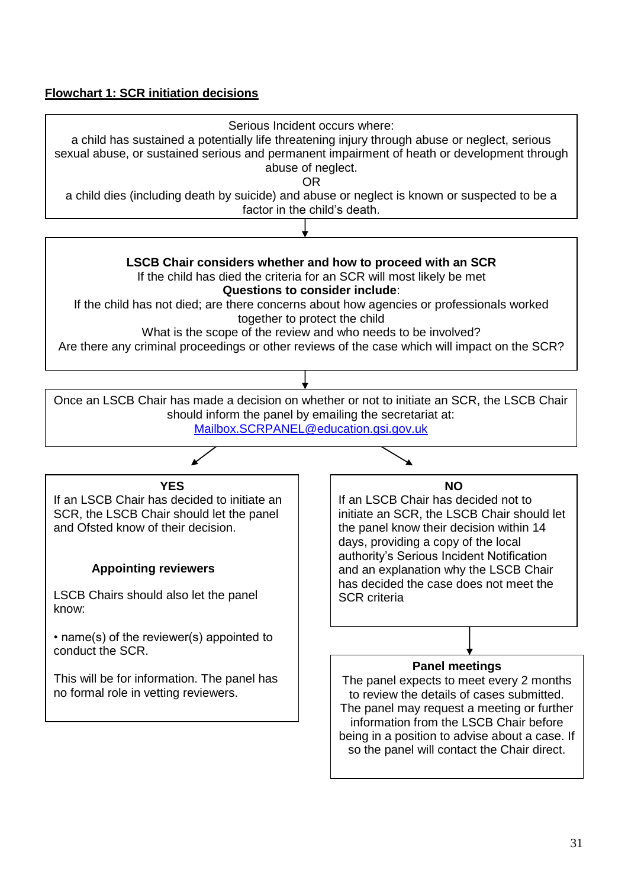**Flowchart 1: SCR initiation decisions**

Serious Incident occurs where:
a child has sustained a potentially life threatening injury through abuse or neglect, serious sexual abuse, or sustained serious and permanent impairment of heath or development through abuse of neglect.
OR
a child dies (including death by suicide) and abuse or neglect is known or suspected to be a factor in the child's death.

↓

**LSCB Chair considers whether and how to proceed with an SCR**
If the child has died the criteria for an SCR will most likely be met
**Questions to consider include**:
If the child has not died; are there concerns about how agencies or professionals worked together to protect the child
What is the scope of the review and who needs to be involved?
Are there any criminal proceedings or other reviews of the case which will impact on the SCR?

↓

Once an LSCB Chair has made a decision on whether or not to initiate an SCR, the LSCB Chair should inform the panel by emailing the secretariat at:
Mailbox.SCRPANEL@education.gsi.gov.uk

**YES**
If an LSCB Chair has decided to initiate an SCR, the LSCB Chair should let the panel and Ofsted know of their decision.

**Appointing reviewers**

LSCB Chairs should also let the panel know:

- name(s) of the reviewer(s) appointed to conduct the SCR.

This will be for information. The panel has no formal role in vetting reviewers.

**NO**
If an LSCB Chair has decided not to initiate an SCR, the LSCB Chair should let the panel know their decision within 14 days, providing a copy of the local authority's Serious Incident Notification and an explanation why the LSCB Chair has decided the case does not meet the SCR criteria

↓

**Panel meetings**
The panel expects to meet every 2 months to review the details of cases submitted. The panel may request a meeting or further information from the LSCB Chair before being in a position to advise about a case. If so the panel will contact the Chair direct.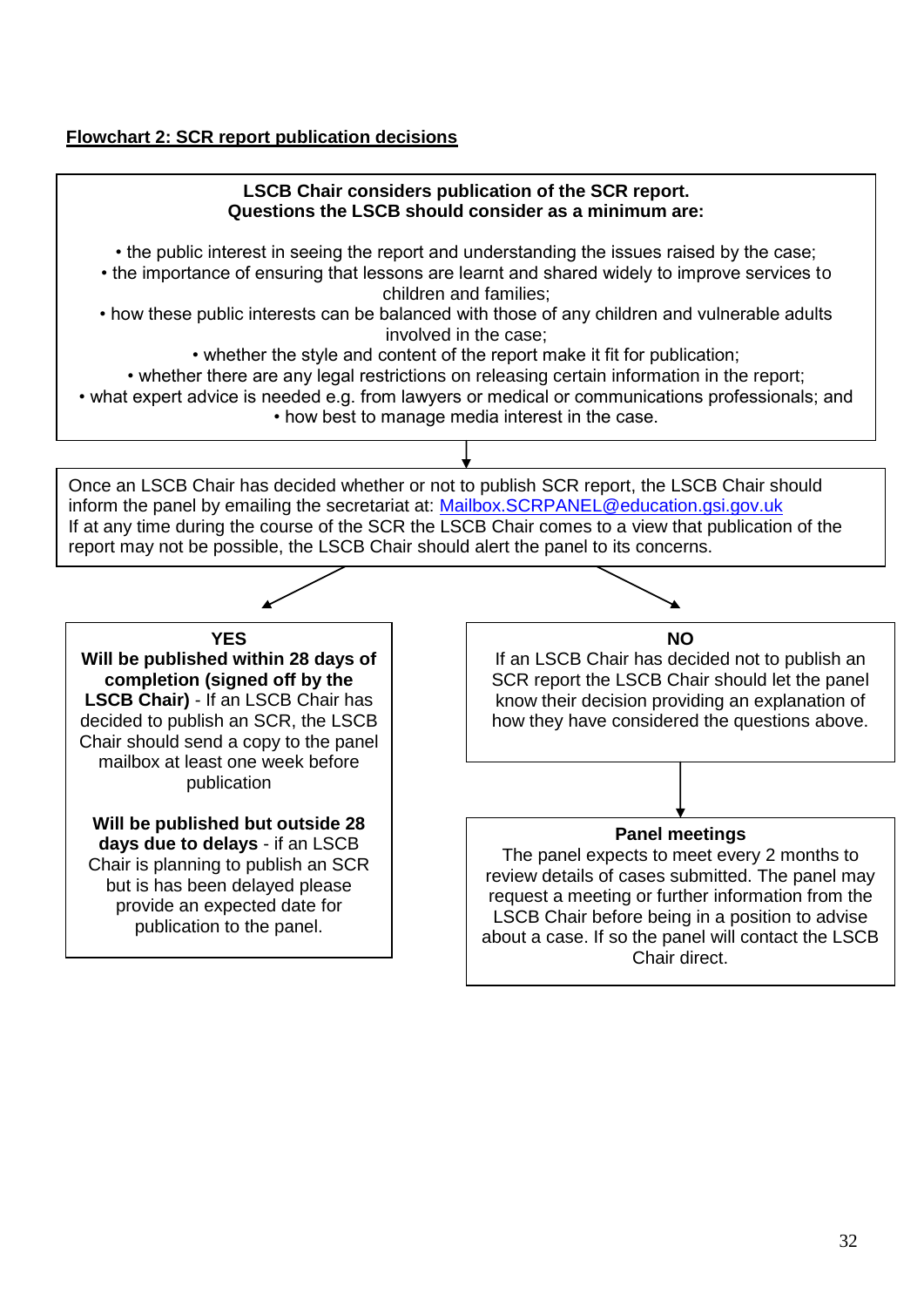**Flowchart 2: SCR report publication decisions**

**LSCB Chair considers publication of the SCR report.**
**Questions the LSCB should consider as a minimum are:**

- the public interest in seeing the report and understanding the issues raised by the case;
- the importance of ensuring that lessons are learnt and shared widely to improve services to children and families;
- how these public interests can be balanced with those of any children and vulnerable adults involved in the case;
- whether the style and content of the report make it fit for publication;
- whether there are any legal restrictions on releasing certain information in the report;
- what expert advice is needed e.g. from lawyers or medical or communications professionals; and
- how best to manage media interest in the case.

↓

Once an LSCB Chair has decided whether or not to publish SCR report, the LSCB Chair should inform the panel by emailing the secretariat at: Mailbox.SCRPANEL@education.gsi.gov.uk
If at any time during the course of the SCR the LSCB Chair comes to a view that publication of the report may not be possible, the LSCB Chair should alert the panel to its concerns.

**YES**

**Will be published within 28 days of completion (signed off by the LSCB Chair)** - If an LSCB Chair has decided to publish an SCR, the LSCB Chair should send a copy to the panel mailbox at least one week before publication

**Will be published but outside 28 days due to delays** - if an LSCB Chair is planning to publish an SCR but is has been delayed please provide an expected date for publication to the panel.

**NO**

If an LSCB Chair has decided not to publish an SCR report the LSCB Chair should let the panel know their decision providing an explanation of how they have considered the questions above.

↓

**Panel meetings**

The panel expects to meet every 2 months to review details of cases submitted. The panel may request a meeting or further information from the LSCB Chair before being in a position to advise about a case. If so the panel will contact the LSCB Chair direct.